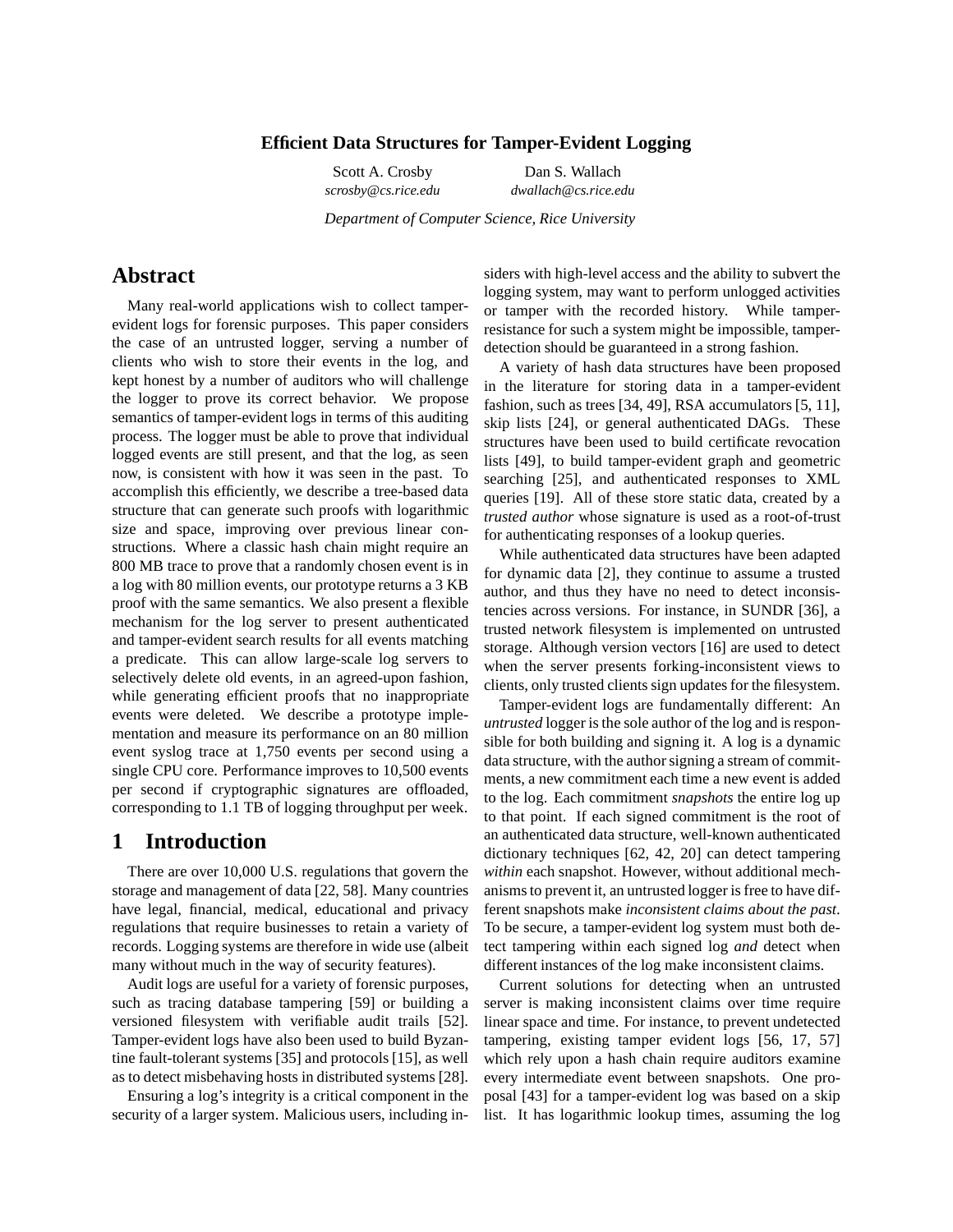# Efficient Data Structures for Tamper-Evident Logging

Scott A. Crosby
*scrosby@cs.rice.edu*

Dan S. Wallach
*dwallach@cs.rice.edu*

*Department of Computer Science, Rice University*

## Abstract

Many real-world applications wish to collect tamper-evident logs for forensic purposes. This paper considers the case of an untrusted logger, serving a number of clients who wish to store their events in the log, and kept honest by a number of auditors who will challenge the logger to prove its correct behavior. We propose semantics of tamper-evident logs in terms of this auditing process. The logger must be able to prove that individual logged events are still present, and that the log, as seen now, is consistent with how it was seen in the past. To accomplish this efficiently, we describe a tree-based data structure that can generate such proofs with logarithmic size and space, improving over previous linear constructions. Where a classic hash chain might require an 800 MB trace to prove that a randomly chosen event is in a log with 80 million events, our prototype returns a 3 KB proof with the same semantics. We also present a flexible mechanism for the log server to present authenticated and tamper-evident search results for all events matching a predicate. This can allow large-scale log servers to selectively delete old events, in an agreed-upon fashion, while generating efficient proofs that no inappropriate events were deleted. We describe a prototype implementation and measure its performance on an 80 million event syslog trace at 1,750 events per second using a single CPU core. Performance improves to 10,500 events per second if cryptographic signatures are offloaded, corresponding to 1.1 TB of logging throughput per week.

## 1 Introduction

There are over 10,000 U.S. regulations that govern the storage and management of data [22, 58]. Many countries have legal, financial, medical, educational and privacy regulations that require businesses to retain a variety of records. Logging systems are therefore in wide use (albeit many without much in the way of security features).

Audit logs are useful for a variety of forensic purposes, such as tracing database tampering [59] or building a versioned filesystem with verifiable audit trails [52]. Tamper-evident logs have also been used to build Byzantine fault-tolerant systems [35] and protocols [15], as well as to detect misbehaving hosts in distributed systems [28].

Ensuring a log's integrity is a critical component in the security of a larger system. Malicious users, including insiders with high-level access and the ability to subvert the logging system, may want to perform unlogged activities or tamper with the recorded history. While tamper-resistance for such a system might be impossible, tamper-detection should be guaranteed in a strong fashion.

A variety of hash data structures have been proposed in the literature for storing data in a tamper-evident fashion, such as trees [34, 49], RSA accumulators [5, 11], skip lists [24], or general authenticated DAGs. These structures have been used to build certificate revocation lists [49], to build tamper-evident graph and geometric searching [25], and authenticated responses to XML queries [19]. All of these store static data, created by a *trusted author* whose signature is used as a root-of-trust for authenticating responses of a lookup queries.

While authenticated data structures have been adapted for dynamic data [2], they continue to assume a trusted author, and thus they have no need to detect inconsistencies across versions. For instance, in SUNDR [36], a trusted network filesystem is implemented on untrusted storage. Although version vectors [16] are used to detect when the server presents forking-inconsistent views to clients, only trusted clients sign updates for the filesystem.

Tamper-evident logs are fundamentally different: An *untrusted* logger is the sole author of the log and is responsible for both building and signing it. A log is a dynamic data structure, with the author signing a stream of commitments, a new commitment each time a new event is added to the log. Each commitment *snapshots* the entire log up to that point. If each signed commitment is the root of an authenticated data structure, well-known authenticated dictionary techniques [62, 42, 20] can detect tampering *within* each snapshot. However, without additional mechanisms to prevent it, an untrusted logger is free to have different snapshots make *inconsistent claims about the past*. To be secure, a tamper-evident log system must both detect tampering within each signed log *and* detect when different instances of the log make inconsistent claims.

Current solutions for detecting when an untrusted server is making inconsistent claims over time require linear space and time. For instance, to prevent undetected tampering, existing tamper evident logs [56, 17, 57] which rely upon a hash chain require auditors examine every intermediate event between snapshots. One proposal [43] for a tamper-evident log was based on a skip list. It has logarithmic lookup times, assuming the log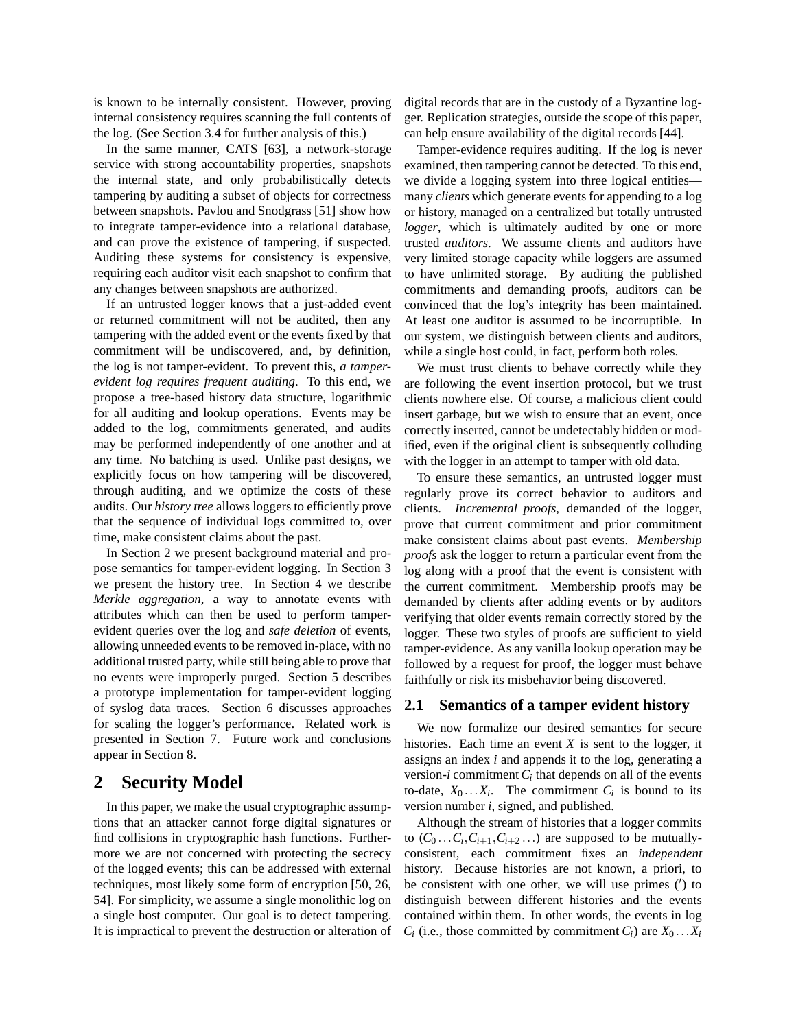is known to be internally consistent. However, proving internal consistency requires scanning the full contents of the log. (See Section 3.4 for further analysis of this.)

In the same manner, CATS [63], a network-storage service with strong accountability properties, snapshots the internal state, and only probabilistically detects tampering by auditing a subset of objects for correctness between snapshots. Pavlou and Snodgrass [51] show how to integrate tamper-evidence into a relational database, and can prove the existence of tampering, if suspected. Auditing these systems for consistency is expensive, requiring each auditor visit each snapshot to confirm that any changes between snapshots are authorized.

If an untrusted logger knows that a just-added event or returned commitment will not be audited, then any tampering with the added event or the events fixed by that commitment will be undiscovered, and, by definition, the log is not tamper-evident. To prevent this, *a tamper-evident log requires frequent auditing*. To this end, we propose a tree-based history data structure, logarithmic for all auditing and lookup operations. Events may be added to the log, commitments generated, and audits may be performed independently of one another and at any time. No batching is used. Unlike past designs, we explicitly focus on how tampering will be discovered, through auditing, and we optimize the costs of these audits. Our *history tree* allows loggers to efficiently prove that the sequence of individual logs committed to, over time, make consistent claims about the past.

In Section 2 we present background material and propose semantics for tamper-evident logging. In Section 3 we present the history tree. In Section 4 we describe *Merkle aggregation*, a way to annotate events with attributes which can then be used to perform tamper-evident queries over the log and *safe deletion* of events, allowing unneeded events to be removed in-place, with no additional trusted party, while still being able to prove that no events were improperly purged. Section 5 describes a prototype implementation for tamper-evident logging of syslog data traces. Section 6 discusses approaches for scaling the logger's performance. Related work is presented in Section 7. Future work and conclusions appear in Section 8.

# 2 Security Model

In this paper, we make the usual cryptographic assumptions that an attacker cannot forge digital signatures or find collisions in cryptographic hash functions. Furthermore we are not concerned with protecting the secrecy of the logged events; this can be addressed with external techniques, most likely some form of encryption [50, 26, 54]. For simplicity, we assume a single monolithic log on a single host computer. Our goal is to detect tampering. It is impractical to prevent the destruction or alteration of digital records that are in the custody of a Byzantine logger. Replication strategies, outside the scope of this paper, can help ensure availability of the digital records [44].

Tamper-evidence requires auditing. If the log is never examined, then tampering cannot be detected. To this end, we divide a logging system into three logical entities—many *clients* which generate events for appending to a log or history, managed on a centralized but totally untrusted *logger*, which is ultimately audited by one or more trusted *auditors*. We assume clients and auditors have very limited storage capacity while loggers are assumed to have unlimited storage. By auditing the published commitments and demanding proofs, auditors can be convinced that the log's integrity has been maintained. At least one auditor is assumed to be incorruptible. In our system, we distinguish between clients and auditors, while a single host could, in fact, perform both roles.

We must trust clients to behave correctly while they are following the event insertion protocol, but we trust clients nowhere else. Of course, a malicious client could insert garbage, but we wish to ensure that an event, once correctly inserted, cannot be undetectably hidden or modified, even if the original client is subsequently colluding with the logger in an attempt to tamper with old data.

To ensure these semantics, an untrusted logger must regularly prove its correct behavior to auditors and clients. *Incremental proofs*, demanded of the logger, prove that current commitment and prior commitment make consistent claims about past events. *Membership proofs* ask the logger to return a particular event from the log along with a proof that the event is consistent with the current commitment. Membership proofs may be demanded by clients after adding events or by auditors verifying that older events remain correctly stored by the logger. These two styles of proofs are sufficient to yield tamper-evidence. As any vanilla lookup operation may be followed by a request for proof, the logger must behave faithfully or risk its misbehavior being discovered.

## 2.1 Semantics of a tamper evident history

We now formalize our desired semantics for secure histories. Each time an event $X$ is sent to the logger, it assigns an index $i$ and appends it to the log, generating a version-$i$ commitment $C_i$ that depends on all of the events to-date, $X_0 \ldots X_i$. The commitment $C_i$ is bound to its version number $i$, signed, and published.

Although the stream of histories that a logger commits to $(C_0 \ldots C_i, C_{i+1}, C_{i+2} \ldots)$ are supposed to be mutually-consistent, each commitment fixes an *independent* history. Because histories are not known, a priori, to be consistent with one other, we will use primes ($'$) to distinguish between different histories and the events contained within them. In other words, the events in log $C_i$ (i.e., those committed by commitment $C_i$) are $X_0 \ldots X_i$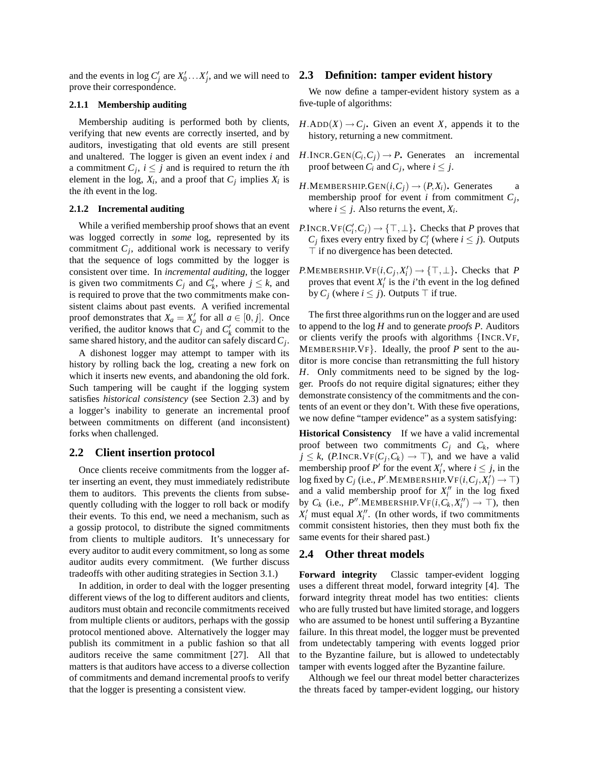and the events in log $C'_j$ are $X'_0 \ldots X'_j$, and we will need to prove their correspondence.

#### 2.1.1 Membership auditing

Membership auditing is performed both by clients, verifying that new events are correctly inserted, and by auditors, investigating that old events are still present and unaltered. The logger is given an event index $i$ and a commitment $C_j$, $i \leq j$ and is required to return the $i$th element in the log, $X_i$, and a proof that $C_j$ implies $X_i$ is the $i$th event in the log.

#### 2.1.2 Incremental auditing

While a verified membership proof shows that an event was logged correctly in *some* log, represented by its commitment $C_j$, additional work is necessary to verify that the sequence of logs committed by the logger is consistent over time. In *incremental auditing*, the logger is given two commitments $C_j$ and $C'_k$, where $j \leq k$, and is required to prove that the two commitments make consistent claims about past events. A verified incremental proof demonstrates that $X_a = X'_a$ for all $a \in [0, j]$. Once verified, the auditor knows that $C_j$ and $C'_k$ commit to the same shared history, and the auditor can safely discard $C_j$.

A dishonest logger may attempt to tamper with its history by rolling back the log, creating a new fork on which it inserts new events, and abandoning the old fork. Such tampering will be caught if the logging system satisfies *historical consistency* (see Section 2.3) and by a logger's inability to generate an incremental proof between commitments on different (and inconsistent) forks when challenged.

### 2.2 Client insertion protocol

Once clients receive commitments from the logger after inserting an event, they must immediately redistribute them to auditors. This prevents the clients from subsequently colluding with the logger to roll back or modify their events. To this end, we need a mechanism, such as a gossip protocol, to distribute the signed commitments from clients to multiple auditors. It's unnecessary for every auditor to audit every commitment, so long as some auditor audits every commitment. (We further discuss tradeoffs with other auditing strategies in Section 3.1.)

In addition, in order to deal with the logger presenting different views of the log to different auditors and clients, auditors must obtain and reconcile commitments received from multiple clients or auditors, perhaps with the gossip protocol mentioned above. Alternatively the logger may publish its commitment in a public fashion so that all auditors receive the same commitment [27]. All that matters is that auditors have access to a diverse collection of commitments and demand incremental proofs to verify that the logger is presenting a consistent view.

### 2.3 Definition: tamper evident history

We now define a tamper-evident history system as a five-tuple of algorithms:

**$H.\text{ADD}(X) \rightarrow C_j$.** Given an event $X$, appends it to the history, returning a new commitment.

**$H.\text{INCR.GEN}(C_i, C_j) \rightarrow P$.** Generates an incremental proof between $C_i$ and $C_j$, where $i \leq j$.

**$H.\text{MEMBERSHIP.GEN}(i, C_j) \rightarrow (P, X_i)$.** Generates a membership proof for event $i$ from commitment $C_j$, where $i \leq j$. Also returns the event, $X_i$.

**$P.\text{INCR.VF}(C'_i, C_j) \rightarrow \{\top, \bot\}$.** Checks that $P$ proves that $C_j$ fixes every entry fixed by $C'_i$ (where $i \leq j$). Outputs $\top$ if no divergence has been detected.

**$P.\text{MEMBERSHIP.VF}(i, C_j, X'_i) \rightarrow \{\top, \bot\}$.** Checks that $P$ proves that event $X'_i$ is the $i$'th event in the log defined by $C_j$ (where $i \leq j$). Outputs $\top$ if true.

The first three algorithms run on the logger and are used to append to the log $H$ and to generate *proofs* $P$. Auditors or clients verify the proofs with algorithms {INCR.VF, MEMBERSHIP.VF}. Ideally, the proof $P$ sent to the auditor is more concise than retransmitting the full history $H$. Only commitments need to be signed by the logger. Proofs do not require digital signatures; either they demonstrate consistency of the commitments and the contents of an event or they don't. With these five operations, we now define "tamper evidence" as a system satisfying:

**Historical Consistency** If we have a valid incremental proof between two commitments $C_j$ and $C_k$, where $j \leq k$, ($P.\text{INCR.VF}(C_j, C_k) \rightarrow \top$), and we have a valid membership proof $P'$ for the event $X'_i$, where $i \leq j$, in the log fixed by $C_j$ (i.e., $P'.\text{MEMBERSHIP.VF}(i, C_j, X'_i) \rightarrow \top$) and a valid membership proof for $X''_i$ in the log fixed by $C_k$ (i.e., $P''.\text{MEMBERSHIP.VF}(i, C_k, X''_i) \rightarrow \top$), then $X'_i$ must equal $X''_i$. (In other words, if two commitments commit consistent histories, then they must both fix the same events for their shared past.)

### 2.4 Other threat models

**Forward integrity** Classic tamper-evident logging uses a different threat model, forward integrity [4]. The forward integrity threat model has two entities: clients who are fully trusted but have limited storage, and loggers who are assumed to be honest until suffering a Byzantine failure. In this threat model, the logger must be prevented from undetectably tampering with events logged prior to the Byzantine failure, but is allowed to undetectably tamper with events logged after the Byzantine failure.

Although we feel our threat model better characterizes the threats faced by tamper-evident logging, our history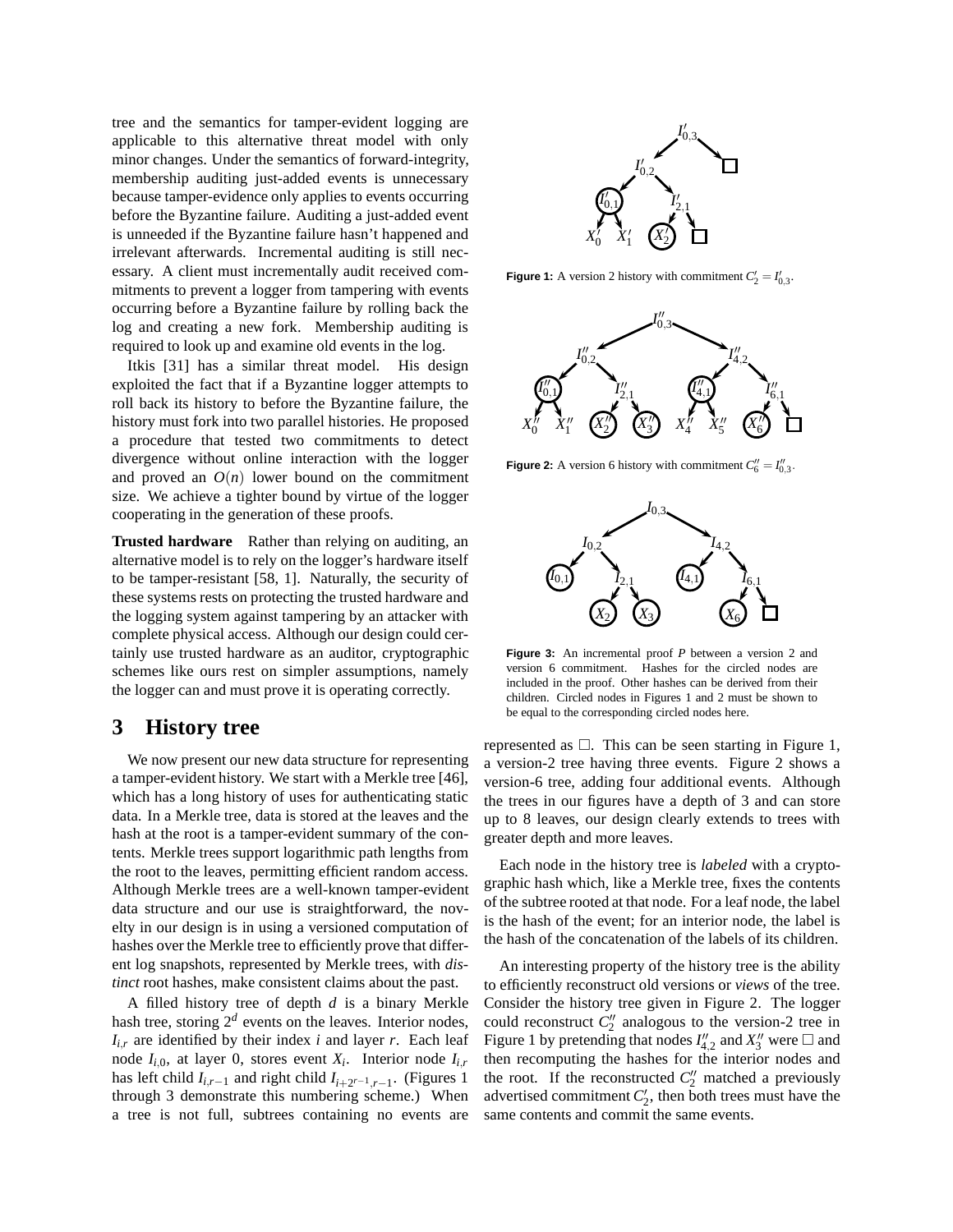tree and the semantics for tamper-evident logging are applicable to this alternative threat model with only minor changes. Under the semantics of forward-integrity, membership auditing just-added events is unnecessary because tamper-evidence only applies to events occurring before the Byzantine failure. Auditing a just-added event is unneeded if the Byzantine failure hasn't happened and irrelevant afterwards. Incremental auditing is still necessary. A client must incrementally audit received commitments to prevent a logger from tampering with events occurring before a Byzantine failure by rolling back the log and creating a new fork. Membership auditing is required to look up and examine old events in the log.

Itkis [31] has a similar threat model. His design exploited the fact that if a Byzantine logger attempts to roll back its history to before the Byzantine failure, the history must fork into two parallel histories. He proposed a procedure that tested two commitments to detect divergence without online interaction with the logger and proved an $O(n)$ lower bound on the commitment size. We achieve a tighter bound by virtue of the logger cooperating in the generation of these proofs.

**Trusted hardware** Rather than relying on auditing, an alternative model is to rely on the logger's hardware itself to be tamper-resistant [58, 1]. Naturally, the security of these systems rests on protecting the trusted hardware and the logging system against tampering by an attacker with complete physical access. Although our design could certainly use trusted hardware as an auditor, cryptographic schemes like ours rest on simpler assumptions, namely the logger can and must prove it is operating correctly.

## 3 History tree

We now present our new data structure for representing a tamper-evident history. We start with a Merkle tree [46], which has a long history of uses for authenticating static data. In a Merkle tree, data is stored at the leaves and the hash at the root is a tamper-evident summary of the contents. Merkle trees support logarithmic path lengths from the root to the leaves, permitting efficient random access. Although Merkle trees are a well-known tamper-evident data structure and our use is straightforward, the novelty in our design is in using a versioned computation of hashes over the Merkle tree to efficiently prove that different log snapshots, represented by Merkle trees, with *distinct* root hashes, make consistent claims about the past.

A filled history tree of depth $d$ is a binary Merkle hash tree, storing $2^d$ events on the leaves. Interior nodes, $I_{i,r}$ are identified by their index $i$ and layer $r$. Each leaf node $I_{i,0}$, at layer 0, stores event $X_i$. Interior node $I_{i,r}$ has left child $I_{i,r-1}$ and right child $I_{i+2^{r-1},r-1}$. (Figures 1 through 3 demonstrate this numbering scheme.) When a tree is not full, subtrees containing no events are represented as $\square$. This can be seen starting in Figure 1, a version-2 tree having three events. Figure 2 shows a version-6 tree, adding four additional events. Although the trees in our figures have a depth of 3 and can store up to 8 leaves, our design clearly extends to trees with greater depth and more leaves.

**Figure 1:** A version 2 history with commitment $C'_2 = I'_{0,3}$.

**Figure 2:** A version 6 history with commitment $C''_6 = I''_{0,3}$.

**Figure 3:** An incremental proof $P$ between a version 2 and version 6 commitment. Hashes for the circled nodes are included in the proof. Other hashes can be derived from their children. Circled nodes in Figures 1 and 2 must be shown to be equal to the corresponding circled nodes here.

Each node in the history tree is *labeled* with a cryptographic hash which, like a Merkle tree, fixes the contents of the subtree rooted at that node. For a leaf node, the label is the hash of the event; for an interior node, the label is the hash of the concatenation of the labels of its children.

An interesting property of the history tree is the ability to efficiently reconstruct old versions or *views* of the tree. Consider the history tree given in Figure 2. The logger could reconstruct $C''_2$ analogous to the version-2 tree in Figure 1 by pretending that nodes $I''_{4,2}$ and $X''_3$ were $\square$ and then recomputing the hashes for the interior nodes and the root. If the reconstructed $C''_2$ matched a previously advertised commitment $C'_2$, then both trees must have the same contents and commit the same events.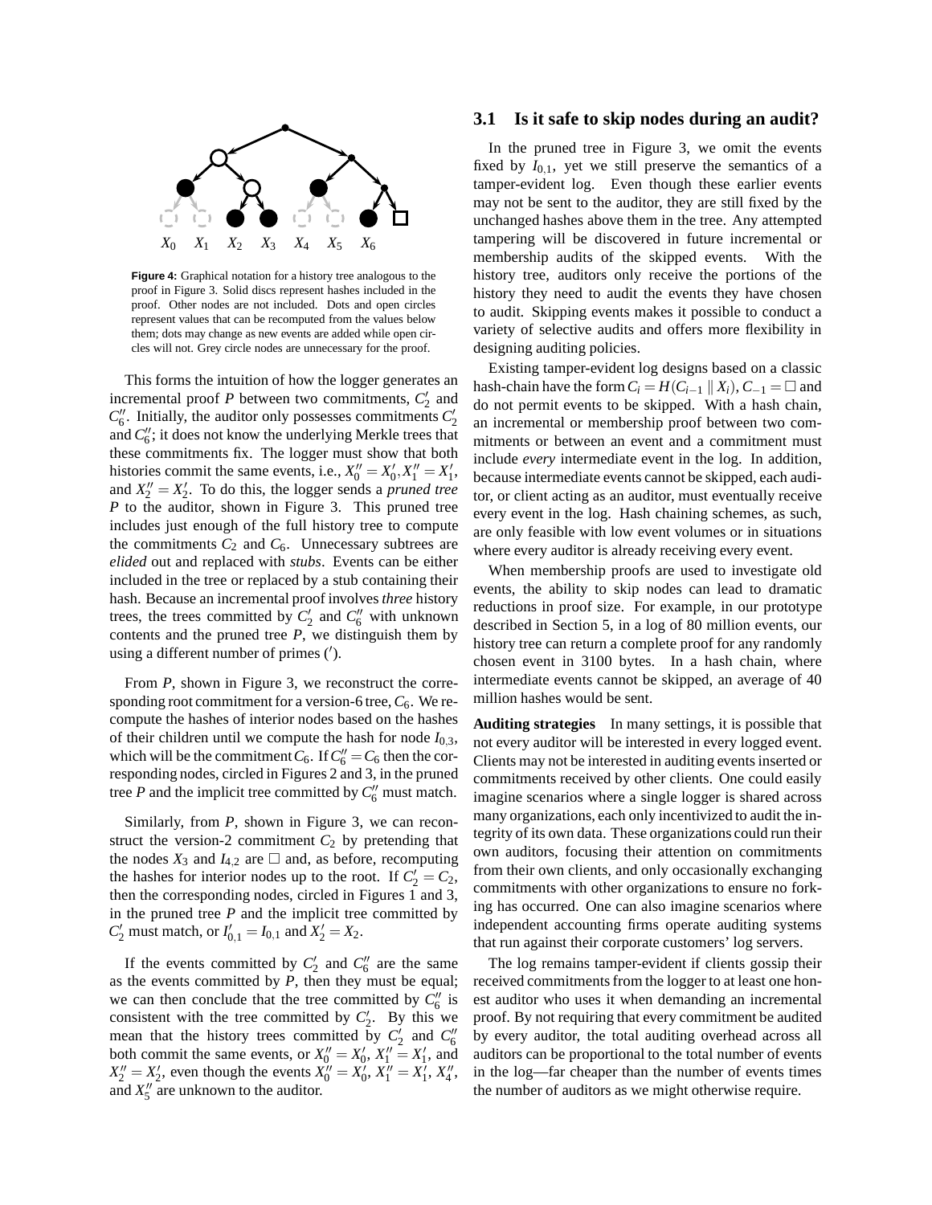$X_0$ $X_1$ $X_2$ $X_3$ $X_4$ $X_5$ $X_6$

**Figure 4:** Graphical notation for a history tree analogous to the proof in Figure 3. Solid discs represent hashes included in the proof. Other nodes are not included. Dots and open circles represent values that can be recomputed from the values below them; dots may change as new events are added while open circles will not. Grey circle nodes are unnecessary for the proof.

This forms the intuition of how the logger generates an incremental proof $P$ between two commitments, $C_2'$ and $C_6''$. Initially, the auditor only possesses commitments $C_2'$ and $C_6''$; it does not know the underlying Merkle trees that these commitments fix. The logger must show that both histories commit the same events, i.e., $X_0'' = X_0', X_1'' = X_1'$, and $X_2'' = X_2'$. To do this, the logger sends a *pruned tree* $P$ to the auditor, shown in Figure 3. This pruned tree includes just enough of the full history tree to compute the commitments $C_2$ and $C_6$. Unnecessary subtrees are *elided* out and replaced with *stubs*. Events can be either included in the tree or replaced by a stub containing their hash. Because an incremental proof involves *three* history trees, the trees committed by $C_2'$ and $C_6''$ with unknown contents and the pruned tree $P$, we distinguish them by using a different number of primes ($'$).

From $P$, shown in Figure 3, we reconstruct the corresponding root commitment for a version-6 tree, $C_6$. We recompute the hashes of interior nodes based on the hashes of their children until we compute the hash for node $I_{0,3}$, which will be the commitment $C_6$. If $C_6'' = C_6$ then the corresponding nodes, circled in Figures 2 and 3, in the pruned tree $P$ and the implicit tree committed by $C_6''$ must match.

Similarly, from $P$, shown in Figure 3, we can reconstruct the version-2 commitment $C_2$ by pretending that the nodes $X_3$ and $I_{4,2}$ are $\square$ and, as before, recomputing the hashes for interior nodes up to the root. If $C_2' = C_2$, then the corresponding nodes, circled in Figures 1 and 3, in the pruned tree $P$ and the implicit tree committed by $C_2'$ must match, or $I_{0,1}' = I_{0,1}$ and $X_2' = X_2$.

If the events committed by $C_2'$ and $C_6''$ are the same as the events committed by $P$, then they must be equal; we can then conclude that the tree committed by $C_6''$ is consistent with the tree committed by $C_2'$. By this we mean that the history trees committed by $C_2'$ and $C_6''$ both commit the same events, or $X_0'' = X_0'$, $X_1'' = X_1'$, and $X_2'' = X_2'$, even though the events $X_0'' = X_0'$, $X_1'' = X_1'$, $X_4''$, and $X_5''$ are unknown to the auditor.

### 3.1 Is it safe to skip nodes during an audit?

In the pruned tree in Figure 3, we omit the events fixed by $I_{0,1}$, yet we still preserve the semantics of a tamper-evident log. Even though these earlier events may not be sent to the auditor, they are still fixed by the unchanged hashes above them in the tree. Any attempted tampering will be discovered in future incremental or membership audits of the skipped events. With the history tree, auditors only receive the portions of the history they need to audit the events they have chosen to audit. Skipping events makes it possible to conduct a variety of selective audits and offers more flexibility in designing auditing policies.

Existing tamper-evident log designs based on a classic hash-chain have the form $C_i = H(C_{i-1} \parallel X_i)$, $C_{-1} = \square$ and do not permit events to be skipped. With a hash chain, an incremental or membership proof between two commitments or between an event and a commitment must include *every* intermediate event in the log. In addition, because intermediate events cannot be skipped, each auditor, or client acting as an auditor, must eventually receive every event in the log. Hash chaining schemes, as such, are only feasible with low event volumes or in situations where every auditor is already receiving every event.

When membership proofs are used to investigate old events, the ability to skip nodes can lead to dramatic reductions in proof size. For example, in our prototype described in Section 5, in a log of 80 million events, our history tree can return a complete proof for any randomly chosen event in 3100 bytes. In a hash chain, where intermediate events cannot be skipped, an average of 40 million hashes would be sent.

**Auditing strategies** In many settings, it is possible that not every auditor will be interested in every logged event. Clients may not be interested in auditing events inserted or commitments received by other clients. One could easily imagine scenarios where a single logger is shared across many organizations, each only incentivized to audit the integrity of its own data. These organizations could run their own auditors, focusing their attention on commitments from their own clients, and only occasionally exchanging commitments with other organizations to ensure no forking has occurred. One can also imagine scenarios where independent accounting firms operate auditing systems that run against their corporate customers' log servers.

The log remains tamper-evident if clients gossip their received commitments from the logger to at least one honest auditor who uses it when demanding an incremental proof. By not requiring that every commitment be audited by every auditor, the total auditing overhead across all auditors can be proportional to the total number of events in the log—far cheaper than the number of events times the number of auditors as we might otherwise require.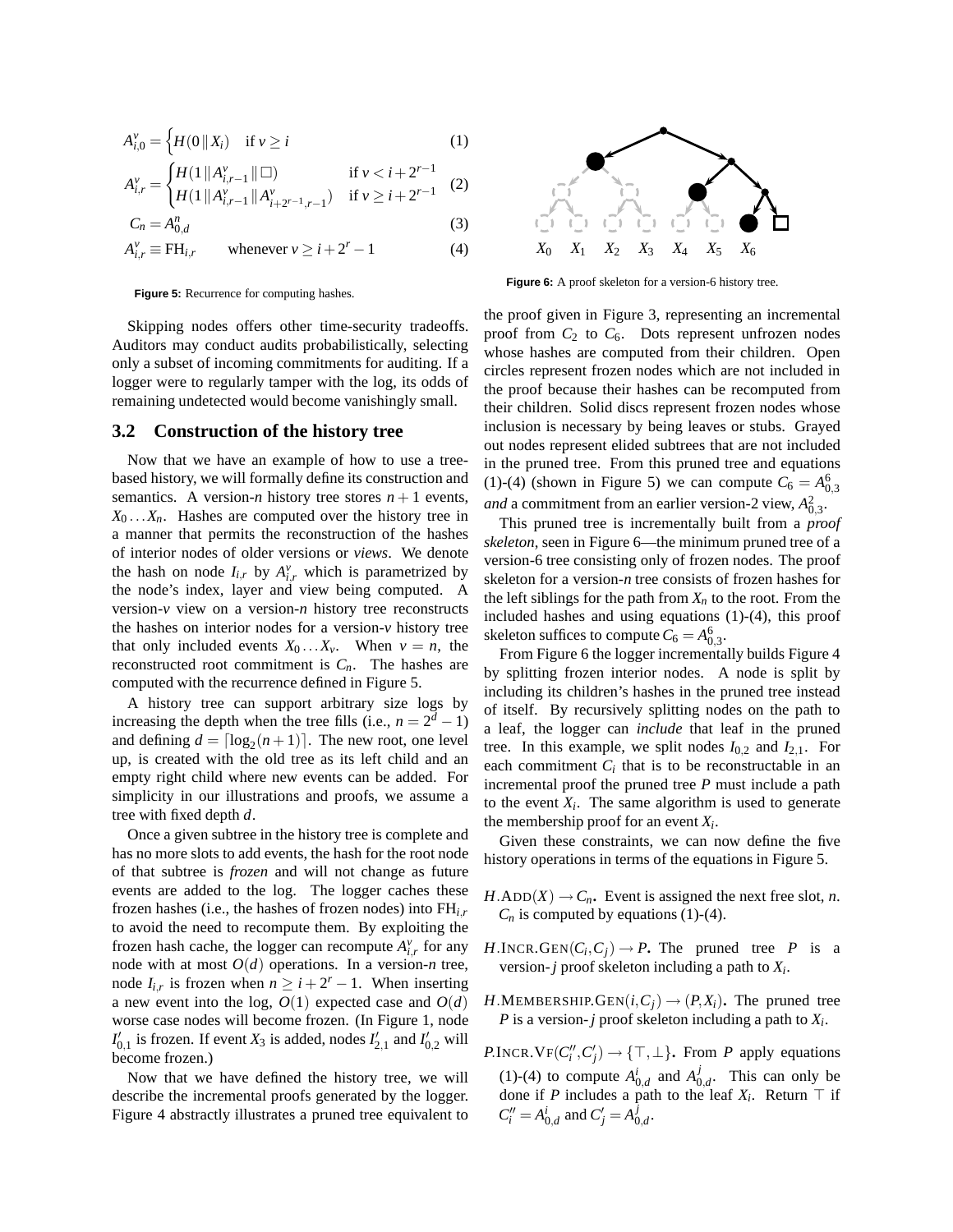$$A^v_{i,0} = \begin{cases} H(0 \,\|\, X_i) & \text{if } v \geq i \end{cases} \tag{1}$$

$$A^v_{i,r} = \begin{cases} H(1 \,\|\, A^v_{i,r-1} \,\|\, \square) & \text{if } v < i + 2^{r-1} \\ H(1 \,\|\, A^v_{i,r-1} \,\|\, A^v_{i+2^{r-1},r-1}) & \text{if } v \geq i + 2^{r-1} \end{cases} \tag{2}$$

$$C_n = A^n_{0,d} \tag{3}$$

$$A^v_{i,r} \equiv \mathrm{FH}_{i,r} \qquad \text{whenever } v \geq i + 2^r - 1 \tag{4}$$

**Figure 5:** Recurrence for computing hashes.

Skipping nodes offers other time-security tradeoffs. Auditors may conduct audits probabilistically, selecting only a subset of incoming commitments for auditing. If a logger were to regularly tamper with the log, its odds of remaining undetected would become vanishingly small.

## 3.2 Construction of the history tree

Now that we have an example of how to use a tree-based history, we will formally define its construction and semantics. A version-$n$ history tree stores $n+1$ events, $X_0 \ldots X_n$. Hashes are computed over the history tree in a manner that permits the reconstruction of the hashes of interior nodes of older versions or *views*. We denote the hash on node $I_{i,r}$ by $A^v_{i,r}$ which is parametrized by the node's index, layer and view being computed. A version-$v$ view on a version-$n$ history tree reconstructs the hashes on interior nodes for a version-$v$ history tree that only included events $X_0 \ldots X_v$. When $v = n$, the reconstructed root commitment is $C_n$. The hashes are computed with the recurrence defined in Figure 5.

A history tree can support arbitrary size logs by increasing the depth when the tree fills (i.e., $n = 2^d - 1$) and defining $d = \lceil \log_2(n+1) \rceil$. The new root, one level up, is created with the old tree as its left child and an empty right child where new events can be added. For simplicity in our illustrations and proofs, we assume a tree with fixed depth $d$.

Once a given subtree in the history tree is complete and has no more slots to add events, the hash for the root node of that subtree is *frozen* and will not change as future events are added to the log. The logger caches these frozen hashes (i.e., the hashes of frozen nodes) into $\mathrm{FH}_{i,r}$ to avoid the need to recompute them. By exploiting the frozen hash cache, the logger can recompute $A^v_{i,r}$ for any node with at most $O(d)$ operations. In a version-$n$ tree, node $I_{i,r}$ is frozen when $n \geq i + 2^r - 1$. When inserting a new event into the log, $O(1)$ expected case and $O(d)$ worse case nodes will become frozen. (In Figure 1, node $I'_{0,1}$ is frozen. If event $X_3$ is added, nodes $I'_{2,1}$ and $I'_{0,2}$ will become frozen.)

Now that we have defined the history tree, we will describe the incremental proofs generated by the logger. Figure 4 abstractly illustrates a pruned tree equivalent to the proof given in Figure 3, representing an incremental proof from $C_2$ to $C_6$. Dots represent unfrozen nodes whose hashes are computed from their children. Open circles represent frozen nodes which are not included in the proof because their hashes can be recomputed from their children. Solid discs represent frozen nodes whose inclusion is necessary by being leaves or stubs. Grayed out nodes represent elided subtrees that are not included in the pruned tree. From this pruned tree and equations (1)-(4) (shown in Figure 5) we can compute $C_6 = A^6_{0,3}$ *and* a commitment from an earlier version-2 view, $A^2_{0,3}$.

$X_0 \quad X_1 \quad X_2 \quad X_3 \quad X_4 \quad X_5 \quad X_6$

**Figure 6:** A proof skeleton for a version-6 history tree.

This pruned tree is incrementally built from a *proof skeleton*, seen in Figure 6—the minimum pruned tree of a version-6 tree consisting only of frozen nodes. The proof skeleton for a version-$n$ tree consists of frozen hashes for the left siblings for the path from $X_n$ to the root. From the included hashes and using equations (1)-(4), this proof skeleton suffices to compute $C_6 = A^6_{0,3}$.

From Figure 6 the logger incrementally builds Figure 4 by splitting frozen interior nodes. A node is split by including its children's hashes in the pruned tree instead of itself. By recursively splitting nodes on the path to a leaf, the logger can *include* that leaf in the pruned tree. In this example, we split nodes $I_{0,2}$ and $I_{2,1}$. For each commitment $C_i$ that is to be reconstructable in an incremental proof the pruned tree $P$ must include a path to the event $X_i$. The same algorithm is used to generate the membership proof for an event $X_i$.

Given these constraints, we can now define the five history operations in terms of the equations in Figure 5.

$H$.ADD$(X) \rightarrow C_n$**.** Event is assigned the next free slot, $n$. $C_n$ is computed by equations (1)-(4).

$H$.INCR.GEN$(C_i, C_j) \rightarrow P$**.** The pruned tree $P$ is a version-$j$ proof skeleton including a path to $X_i$.

$H$.MEMBERSHIP.GEN$(i, C_j) \rightarrow (P, X_i)$**.** The pruned tree $P$ is a version-$j$ proof skeleton including a path to $X_i$.

$P$.INCR.VF$(C''_i, C'_j) \rightarrow \{\top, \bot\}$**.** From $P$ apply equations (1)-(4) to compute $A^i_{0,d}$ and $A^j_{0,d}$. This can only be done if $P$ includes a path to the leaf $X_i$. Return $\top$ if $C''_i = A^i_{0,d}$ and $C'_j = A^j_{0,d}$.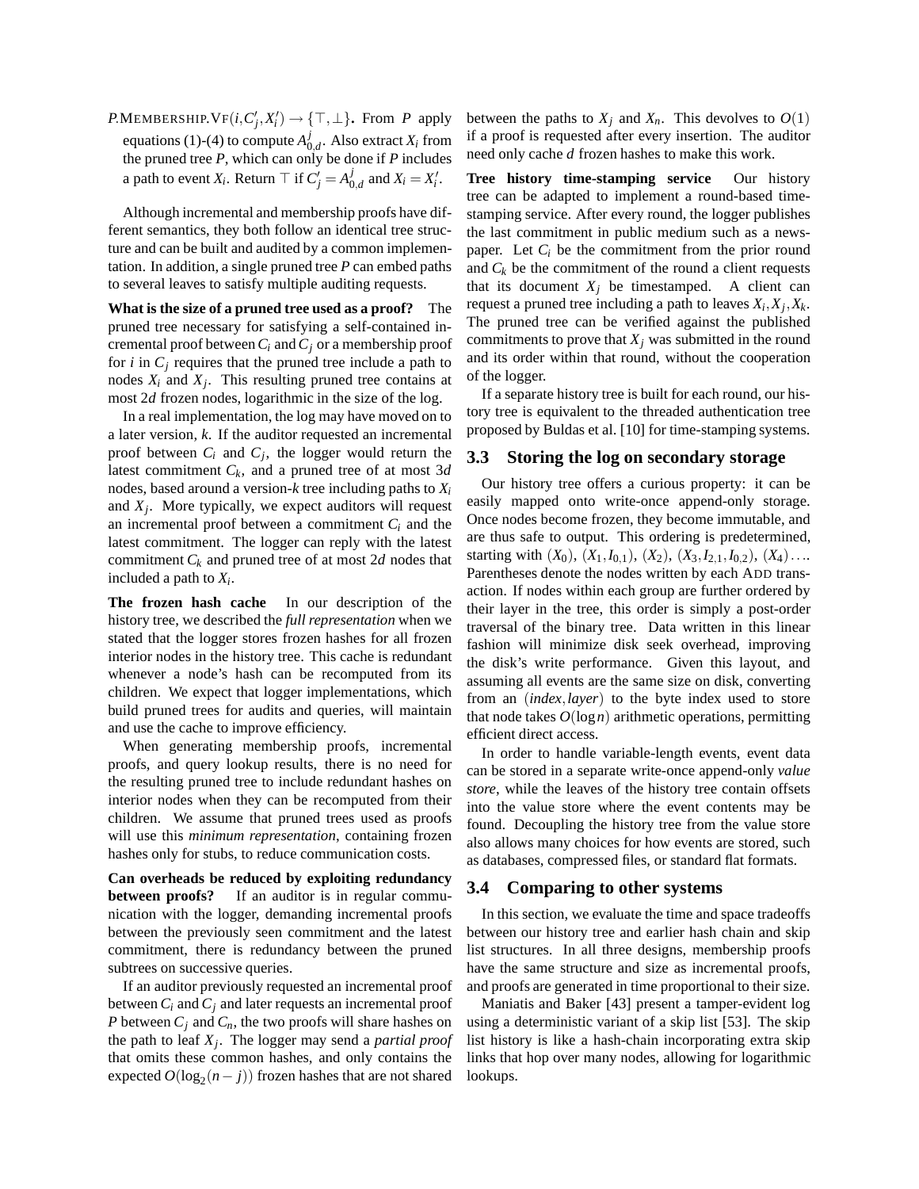$P$.MEMBERSHIP.VF$(i, C'_j, X'_i) \rightarrow \{\top, \bot\}$. From $P$ apply equations (1)-(4) to compute $A^j_{0,d}$. Also extract $X_i$ from the pruned tree $P$, which can only be done if $P$ includes a path to event $X_i$. Return $\top$ if $C'_j = A^j_{0,d}$ and $X_i = X'_i$.

Although incremental and membership proofs have different semantics, they both follow an identical tree structure and can be built and audited by a common implementation. In addition, a single pruned tree $P$ can embed paths to several leaves to satisfy multiple auditing requests.

**What is the size of a pruned tree used as a proof?** The pruned tree necessary for satisfying a self-contained incremental proof between $C_i$ and $C_j$ or a membership proof for $i$ in $C_j$ requires that the pruned tree include a path to nodes $X_i$ and $X_j$. This resulting pruned tree contains at most $2d$ frozen nodes, logarithmic in the size of the log.

In a real implementation, the log may have moved on to a later version, $k$. If the auditor requested an incremental proof between $C_i$ and $C_j$, the logger would return the latest commitment $C_k$, and a pruned tree of at most $3d$ nodes, based around a version-$k$ tree including paths to $X_i$ and $X_j$. More typically, we expect auditors will request an incremental proof between a commitment $C_i$ and the latest commitment. The logger can reply with the latest commitment $C_k$ and pruned tree of at most $2d$ nodes that included a path to $X_i$.

**The frozen hash cache** In our description of the history tree, we described the *full representation* when we stated that the logger stores frozen hashes for all frozen interior nodes in the history tree. This cache is redundant whenever a node's hash can be recomputed from its children. We expect that logger implementations, which build pruned trees for audits and queries, will maintain and use the cache to improve efficiency.

When generating membership proofs, incremental proofs, and query lookup results, there is no need for the resulting pruned tree to include redundant hashes on interior nodes when they can be recomputed from their children. We assume that pruned trees used as proofs will use this *minimum representation*, containing frozen hashes only for stubs, to reduce communication costs.

**Can overheads be reduced by exploiting redundancy between proofs?** If an auditor is in regular communication with the logger, demanding incremental proofs between the previously seen commitment and the latest commitment, there is redundancy between the pruned subtrees on successive queries.

If an auditor previously requested an incremental proof between $C_i$ and $C_j$ and later requests an incremental proof $P$ between $C_j$ and $C_n$, the two proofs will share hashes on the path to leaf $X_j$. The logger may send a *partial proof* that omits these common hashes, and only contains the expected $O(\log_2(n-j))$ frozen hashes that are not shared between the paths to $X_j$ and $X_n$. This devolves to $O(1)$ if a proof is requested after every insertion. The auditor need only cache $d$ frozen hashes to make this work.

**Tree history time-stamping service** Our history tree can be adapted to implement a round-based time-stamping service. After every round, the logger publishes the last commitment in public medium such as a newspaper. Let $C_i$ be the commitment from the prior round and $C_k$ be the commitment of the round a client requests that its document $X_j$ be timestamped. A client can request a pruned tree including a path to leaves $X_i, X_j, X_k$. The pruned tree can be verified against the published commitments to prove that $X_j$ was submitted in the round and its order within that round, without the cooperation of the logger.

If a separate history tree is built for each round, our history tree is equivalent to the threaded authentication tree proposed by Buldas et al. [10] for time-stamping systems.

## 3.3 Storing the log on secondary storage

Our history tree offers a curious property: it can be easily mapped onto write-once append-only storage. Once nodes become frozen, they become immutable, and are thus safe to output. This ordering is predetermined, starting with $(X_0)$, $(X_1, I_{0,1})$, $(X_2)$, $(X_3, I_{2,1}, I_{0,2})$, $(X_4)\ldots$. Parentheses denote the nodes written by each ADD transaction. If nodes within each group are further ordered by their layer in the tree, this order is simply a post-order traversal of the binary tree. Data written in this linear fashion will minimize disk seek overhead, improving the disk's write performance. Given this layout, and assuming all events are the same size on disk, converting from an $(index, layer)$ to the byte index used to store that node takes $O(\log n)$ arithmetic operations, permitting efficient direct access.

In order to handle variable-length events, event data can be stored in a separate write-once append-only *value store*, while the leaves of the history tree contain offsets into the value store where the event contents may be found. Decoupling the history tree from the value store also allows many choices for how events are stored, such as databases, compressed files, or standard flat formats.

## 3.4 Comparing to other systems

In this section, we evaluate the time and space tradeoffs between our history tree and earlier hash chain and skip list structures. In all three designs, membership proofs have the same structure and size as incremental proofs, and proofs are generated in time proportional to their size.

Maniatis and Baker [43] present a tamper-evident log using a deterministic variant of a skip list [53]. The skip list history is like a hash-chain incorporating extra skip links that hop over many nodes, allowing for logarithmic lookups.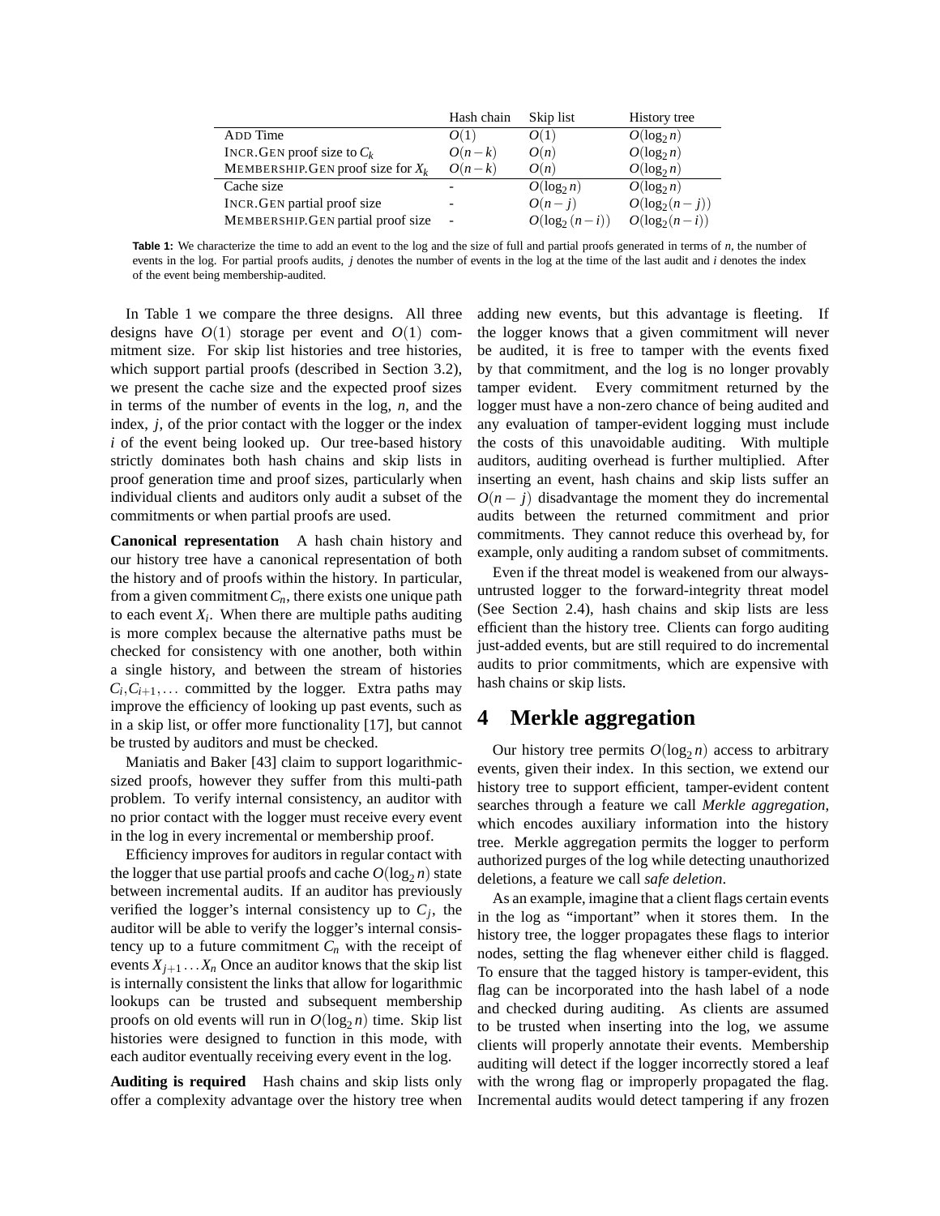| | Hash chain | Skip list | History tree |
|---|---|---|---|
| ADD Time | $O(1)$ | $O(1)$ | $O(\log_2 n)$ |
| INCR.GEN proof size to $C_k$ | $O(n-k)$ | $O(n)$ | $O(\log_2 n)$ |
| MEMBERSHIP.GEN proof size for $X_k$ | $O(n-k)$ | $O(n)$ | $O(\log_2 n)$ |
| Cache size | - | $O(\log_2 n)$ | $O(\log_2 n)$ |
| INCR.GEN partial proof size | - | $O(n-j)$ | $O(\log_2(n-j))$ |
| MEMBERSHIP.GEN partial proof size | - | $O(\log_2(n-i))$ | $O(\log_2(n-i))$ |

**Table 1:** We characterize the time to add an event to the log and the size of full and partial proofs generated in terms of $n$, the number of events in the log. For partial proofs audits, $j$ denotes the number of events in the log at the time of the last audit and $i$ denotes the index of the event being membership-audited.

In Table 1 we compare the three designs. All three designs have $O(1)$ storage per event and $O(1)$ commitment size. For skip list histories and tree histories, which support partial proofs (described in Section 3.2), we present the cache size and the expected proof sizes in terms of the number of events in the log, $n$, and the index, $j$, of the prior contact with the logger or the index $i$ of the event being looked up. Our tree-based history strictly dominates both hash chains and skip lists in proof generation time and proof sizes, particularly when individual clients and auditors only audit a subset of the commitments or when partial proofs are used.

**Canonical representation** A hash chain history and our history tree have a canonical representation of both the history and of proofs within the history. In particular, from a given commitment $C_n$, there exists one unique path to each event $X_i$. When there are multiple paths auditing is more complex because the alternative paths must be checked for consistency with one another, both within a single history, and between the stream of histories $C_i, C_{i+1}, \ldots$ committed by the logger. Extra paths may improve the efficiency of looking up past events, such as in a skip list, or offer more functionality [17], but cannot be trusted by auditors and must be checked.

Maniatis and Baker [43] claim to support logarithmic-sized proofs, however they suffer from this multi-path problem. To verify internal consistency, an auditor with no prior contact with the logger must receive every event in the log in every incremental or membership proof.

Efficiency improves for auditors in regular contact with the logger that use partial proofs and cache $O(\log_2 n)$ state between incremental audits. If an auditor has previously verified the logger's internal consistency up to $C_j$, the auditor will be able to verify the logger's internal consistency up to a future commitment $C_n$ with the receipt of events $X_{j+1} \ldots X_n$ Once an auditor knows that the skip list is internally consistent the links that allow for logarithmic lookups can be trusted and subsequent membership proofs on old events will run in $O(\log_2 n)$ time. Skip list histories were designed to function in this mode, with each auditor eventually receiving every event in the log.

**Auditing is required** Hash chains and skip lists only offer a complexity advantage over the history tree when adding new events, but this advantage is fleeting. If the logger knows that a given commitment will never be audited, it is free to tamper with the events fixed by that commitment, and the log is no longer provably tamper evident. Every commitment returned by the logger must have a non-zero chance of being audited and any evaluation of tamper-evident logging must include the costs of this unavoidable auditing. With multiple auditors, auditing overhead is further multiplied. After inserting an event, hash chains and skip lists suffer an $O(n-j)$ disadvantage the moment they do incremental audits between the returned commitment and prior commitments. They cannot reduce this overhead by, for example, only auditing a random subset of commitments.

Even if the threat model is weakened from our always-untrusted logger to the forward-integrity threat model (See Section 2.4), hash chains and skip lists are less efficient than the history tree. Clients can forgo auditing just-added events, but are still required to do incremental audits to prior commitments, which are expensive with hash chains or skip lists.

# 4 Merkle aggregation

Our history tree permits $O(\log_2 n)$ access to arbitrary events, given their index. In this section, we extend our history tree to support efficient, tamper-evident content searches through a feature we call *Merkle aggregation*, which encodes auxiliary information into the history tree. Merkle aggregation permits the logger to perform authorized purges of the log while detecting unauthorized deletions, a feature we call *safe deletion*.

As an example, imagine that a client flags certain events in the log as "important" when it stores them. In the history tree, the logger propagates these flags to interior nodes, setting the flag whenever either child is flagged. To ensure that the tagged history is tamper-evident, this flag can be incorporated into the hash label of a node and checked during auditing. As clients are assumed to be trusted when inserting into the log, we assume clients will properly annotate their events. Membership auditing will detect if the logger incorrectly stored a leaf with the wrong flag or improperly propagated the flag. Incremental audits would detect tampering if any frozen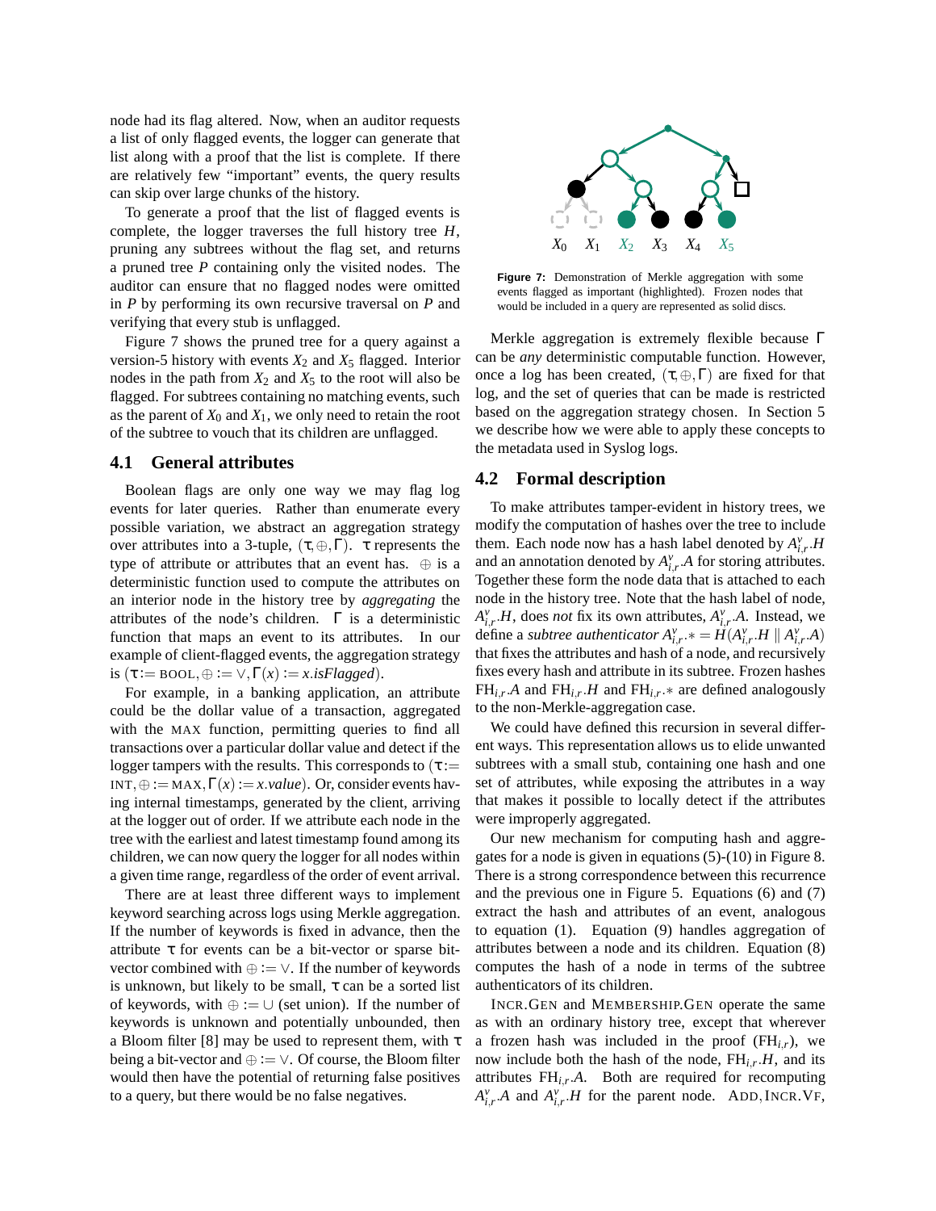node had its flag altered. Now, when an auditor requests a list of only flagged events, the logger can generate that list along with a proof that the list is complete. If there are relatively few "important" events, the query results can skip over large chunks of the history.

To generate a proof that the list of flagged events is complete, the logger traverses the full history tree $H$, pruning any subtrees without the flag set, and returns a pruned tree $P$ containing only the visited nodes. The auditor can ensure that no flagged nodes were omitted in $P$ by performing its own recursive traversal on $P$ and verifying that every stub is unflagged.

Figure 7 shows the pruned tree for a query against a version-5 history with events $X_2$ and $X_5$ flagged. Interior nodes in the path from $X_2$ and $X_5$ to the root will also be flagged. For subtrees containing no matching events, such as the parent of $X_0$ and $X_1$, we only need to retain the root of the subtree to vouch that its children are unflagged.

**Figure 7:** Demonstration of Merkle aggregation with some events flagged as important (highlighted). Frozen nodes that would be included in a query are represented as solid discs.

### 4.1 General attributes

Boolean flags are only one way we may flag log events for later queries. Rather than enumerate every possible variation, we abstract an aggregation strategy over attributes into a 3-tuple, $(\tau, \oplus, \Gamma)$. $\tau$ represents the type of attribute or attributes that an event has. $\oplus$ is a deterministic function used to compute the attributes on an interior node in the history tree by *aggregating* the attributes of the node's children. $\Gamma$ is a deterministic function that maps an event to its attributes. In our example of client-flagged events, the aggregation strategy is $(\tau := \text{BOOL}, \oplus := \vee, \Gamma(x) := x.\mathit{isFlagged})$.

For example, in a banking application, an attribute could be the dollar value of a transaction, aggregated with the MAX function, permitting queries to find all transactions over a particular dollar value and detect if the logger tampers with the results. This corresponds to $(\tau := \text{INT}, \oplus := \text{MAX}, \Gamma(x) := x.\mathit{value})$. Or, consider events having internal timestamps, generated by the client, arriving at the logger out of order. If we attribute each node in the tree with the earliest and latest timestamp found among its children, we can now query the logger for all nodes within a given time range, regardless of the order of event arrival.

There are at least three different ways to implement keyword searching across logs using Merkle aggregation. If the number of keywords is fixed in advance, then the attribute $\tau$ for events can be a bit-vector or sparse bit-vector combined with $\oplus := \vee$. If the number of keywords is unknown, but likely to be small, $\tau$ can be a sorted list of keywords, with $\oplus := \cup$ (set union). If the number of keywords is unknown and potentially unbounded, then a Bloom filter [8] may be used to represent them, with $\tau$ being a bit-vector and $\oplus := \vee$. Of course, the Bloom filter would then have the potential of returning false positives to a query, but there would be no false negatives.

Merkle aggregation is extremely flexible because $\Gamma$ can be *any* deterministic computable function. However, once a log has been created, $(\tau, \oplus, \Gamma)$ are fixed for that log, and the set of queries that can be made is restricted based on the aggregation strategy chosen. In Section 5 we describe how we were able to apply these concepts to the metadata used in Syslog logs.

### 4.2 Formal description

To make attributes tamper-evident in history trees, we modify the computation of hashes over the tree to include them. Each node now has a hash label denoted by $A^v_{i,r}.H$ and an annotation denoted by $A^v_{i,r}.A$ for storing attributes. Together these form the node data that is attached to each node in the history tree. Note that the hash label of node, $A^v_{i,r}.H$, does *not* fix its own attributes, $A^v_{i,r}.A$. Instead, we define a *subtree authenticator* $A^v_{i,r}.* = H(A^v_{i,r}.H \,\|\, A^v_{i,r}.A)$ that fixes the attributes and hash of a node, and recursively fixes every hash and attribute in its subtree. Frozen hashes $\text{FH}_{i,r}.A$ and $\text{FH}_{i,r}.H$ and $\text{FH}_{i,r}.*$ are defined analogously to the non-Merkle-aggregation case.

We could have defined this recursion in several different ways. This representation allows us to elide unwanted subtrees with a small stub, containing one hash and one set of attributes, while exposing the attributes in a way that makes it possible to locally detect if the attributes were improperly aggregated.

Our new mechanism for computing hash and aggregates for a node is given in equations (5)-(10) in Figure 8. There is a strong correspondence between this recurrence and the previous one in Figure 5. Equations (6) and (7) extract the hash and attributes of an event, analogous to equation (1). Equation (9) handles aggregation of attributes between a node and its children. Equation (8) computes the hash of a node in terms of the subtree authenticators of its children.

INCR.GEN and MEMBERSHIP.GEN operate the same as with an ordinary history tree, except that wherever a frozen hash was included in the proof ($\text{FH}_{i,r}$), we now include both the hash of the node, $\text{FH}_{i,r}.H$, and its attributes $\text{FH}_{i,r}.A$. Both are required for recomputing $A^v_{i,r}.A$ and $A^v_{i,r}.H$ for the parent node. ADD, INCR.VF,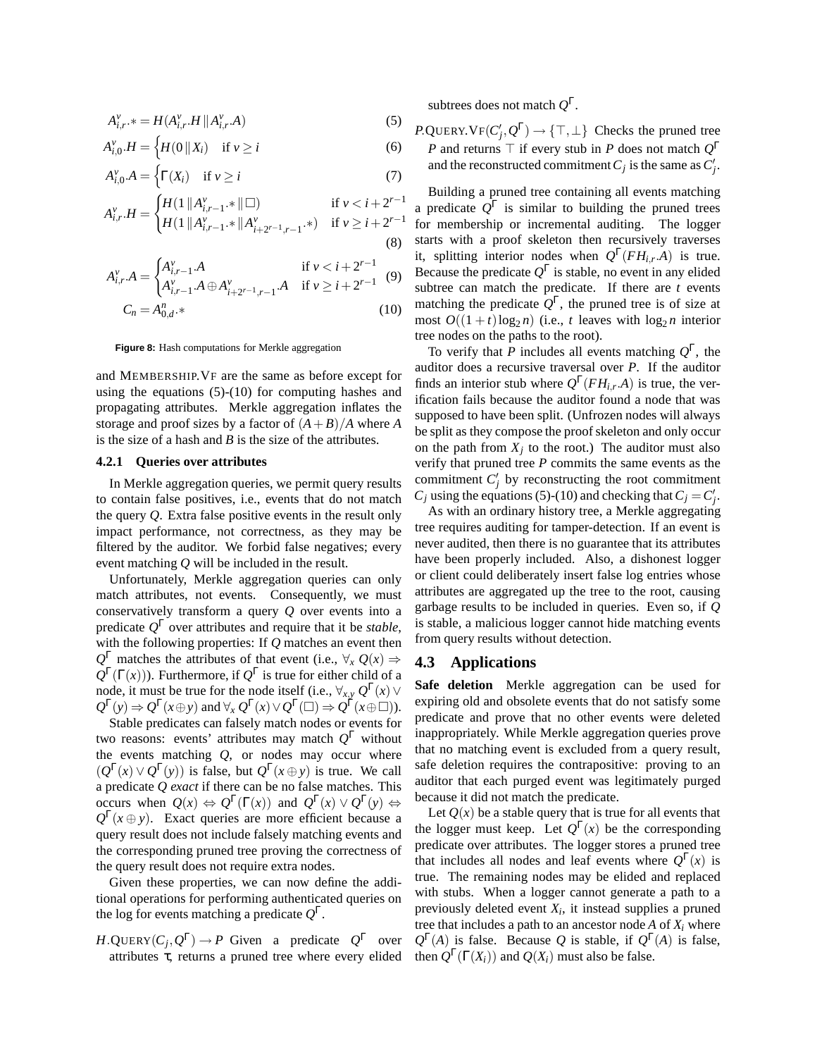$$A^v_{i,r}.* = H(A^v_{i,r}.H \,\|\, A^v_{i,r}.A) \tag{5}$$

$$A^v_{i,0}.H = \begin{cases} H(0 \,\|\, X_i) & \text{if } v \geq i \end{cases} \tag{6}$$

$$A^v_{i,0}.A = \begin{cases} \Gamma(X_i) & \text{if } v \geq i \end{cases} \tag{7}$$

$$A^v_{i,r}.H = \begin{cases} H(1 \,\|\, A^v_{i,r-1}.* \,\|\, \Box) & \text{if } v < i + 2^{r-1} \\ H(1 \,\|\, A^v_{i,r-1}.* \,\|\, A^v_{i+2^{r-1},r-1}.*) & \text{if } v \geq i + 2^{r-1} \end{cases} \tag{8}$$

$$A^v_{i,r}.A = \begin{cases} A^v_{i,r-1}.A & \text{if } v < i + 2^{r-1} \\ A^v_{i,r-1}.A \oplus A^v_{i+2^{r-1},r-1}.A & \text{if } v \geq i + 2^{r-1} \end{cases} \tag{9}$$

$$C_n = A^n_{0,d}.* \tag{10}$$

**Figure 8:** Hash computations for Merkle aggregation

and MEMBERSHIP.VF are the same as before except for using the equations (5)-(10) for computing hashes and propagating attributes. Merkle aggregation inflates the storage and proof sizes by a factor of $(A+B)/A$ where $A$ is the size of a hash and $B$ is the size of the attributes.

### 4.2.1 Queries over attributes

In Merkle aggregation queries, we permit query results to contain false positives, i.e., events that do not match the query $Q$. Extra false positive events in the result only impact performance, not correctness, as they may be filtered by the auditor. We forbid false negatives; every event matching $Q$ will be included in the result.

Unfortunately, Merkle aggregation queries can only match attributes, not events. Consequently, we must conservatively transform a query $Q$ over events into a predicate $Q^\Gamma$ over attributes and require that it be *stable*, with the following properties: If $Q$ matches an event then $Q^\Gamma$ matches the attributes of that event (i.e., $\forall_x\, Q(x) \Rightarrow Q^\Gamma(\Gamma(x))$). Furthermore, if $Q^\Gamma$ is true for either child of a node, it must be true for the node itself (i.e., $\forall_{x,y}\, Q^\Gamma(x) \vee Q^\Gamma(y) \Rightarrow Q^\Gamma(x \oplus y)$ and $\forall_x\, Q^\Gamma(x) \vee Q^\Gamma(\Box) \Rightarrow Q^\Gamma(x \oplus \Box)$).

Stable predicates can falsely match nodes or events for two reasons: events' attributes may match $Q^\Gamma$ without the events matching $Q$, or nodes may occur where $(Q^\Gamma(x) \vee Q^\Gamma(y))$ is false, but $Q^\Gamma(x \oplus y)$ is true. We call a predicate $Q$ *exact* if there can be no false matches. This occurs when $Q(x) \Leftrightarrow Q^\Gamma(\Gamma(x))$ and $Q^\Gamma(x) \vee Q^\Gamma(y) \Leftrightarrow Q^\Gamma(x \oplus y)$. Exact queries are more efficient because a query result does not include falsely matching events and the corresponding pruned tree proving the correctness of the query result does not require extra nodes.

Given these properties, we can now define the additional operations for performing authenticated queries on the log for events matching a predicate $Q^\Gamma$.

$H$.QUERY$(C_j, Q^\Gamma) \rightarrow P$ Given a predicate $Q^\Gamma$ over attributes $\tau$, returns a pruned tree where every elided subtrees does not match $Q^\Gamma$.

$P$.QUERY.VF$(C'_j, Q^\Gamma) \rightarrow \{\top, \bot\}$ Checks the pruned tree $P$ and returns $\top$ if every stub in $P$ does not match $Q^\Gamma$ and the reconstructed commitment $C_j$ is the same as $C'_j$.

Building a pruned tree containing all events matching a predicate $Q^\Gamma$ is similar to building the pruned trees for membership or incremental auditing. The logger starts with a proof skeleton then recursively traverses it, splitting interior nodes when $Q^\Gamma(FH_{i,r}.A)$ is true. Because the predicate $Q^\Gamma$ is stable, no event in any elided subtree can match the predicate. If there are $t$ events matching the predicate $Q^\Gamma$, the pruned tree is of size at most $O((1+t)\log_2 n)$ (i.e., $t$ leaves with $\log_2 n$ interior tree nodes on the paths to the root).

To verify that $P$ includes all events matching $Q^\Gamma$, the auditor does a recursive traversal over $P$. If the auditor finds an interior stub where $Q^\Gamma(FH_{i,r}.A)$ is true, the verification fails because the auditor found a node that was supposed to have been split. (Unfrozen nodes will always be split as they compose the proof skeleton and only occur on the path from $X_j$ to the root.) The auditor must also verify that pruned tree $P$ commits the same events as the commitment $C'_j$ by reconstructing the root commitment $C_j$ using the equations (5)-(10) and checking that $C_j = C'_j$.

As with an ordinary history tree, a Merkle aggregating tree requires auditing for tamper-detection. If an event is never audited, then there is no guarantee that its attributes have been properly included. Also, a dishonest logger or client could deliberately insert false log entries whose attributes are aggregated up the tree to the root, causing garbage results to be included in queries. Even so, if $Q$ is stable, a malicious logger cannot hide matching events from query results without detection.

## 4.3 Applications

**Safe deletion** Merkle aggregation can be used for expiring old and obsolete events that do not satisfy some predicate and prove that no other events were deleted inappropriately. While Merkle aggregation queries prove that no matching event is excluded from a query result, safe deletion requires the contrapositive: proving to an auditor that each purged event was legitimately purged because it did not match the predicate.

Let $Q(x)$ be a stable query that is true for all events that the logger must keep. Let $Q^\Gamma(x)$ be the corresponding predicate over attributes. The logger stores a pruned tree that includes all nodes and leaf events where $Q^\Gamma(x)$ is true. The remaining nodes may be elided and replaced with stubs. When a logger cannot generate a path to a previously deleted event $X_i$, it instead supplies a pruned tree that includes a path to an ancestor node $A$ of $X_i$ where $Q^\Gamma(A)$ is false. Because $Q$ is stable, if $Q^\Gamma(A)$ is false, then $Q^\Gamma(\Gamma(X_i))$ and $Q(X_i)$ must also be false.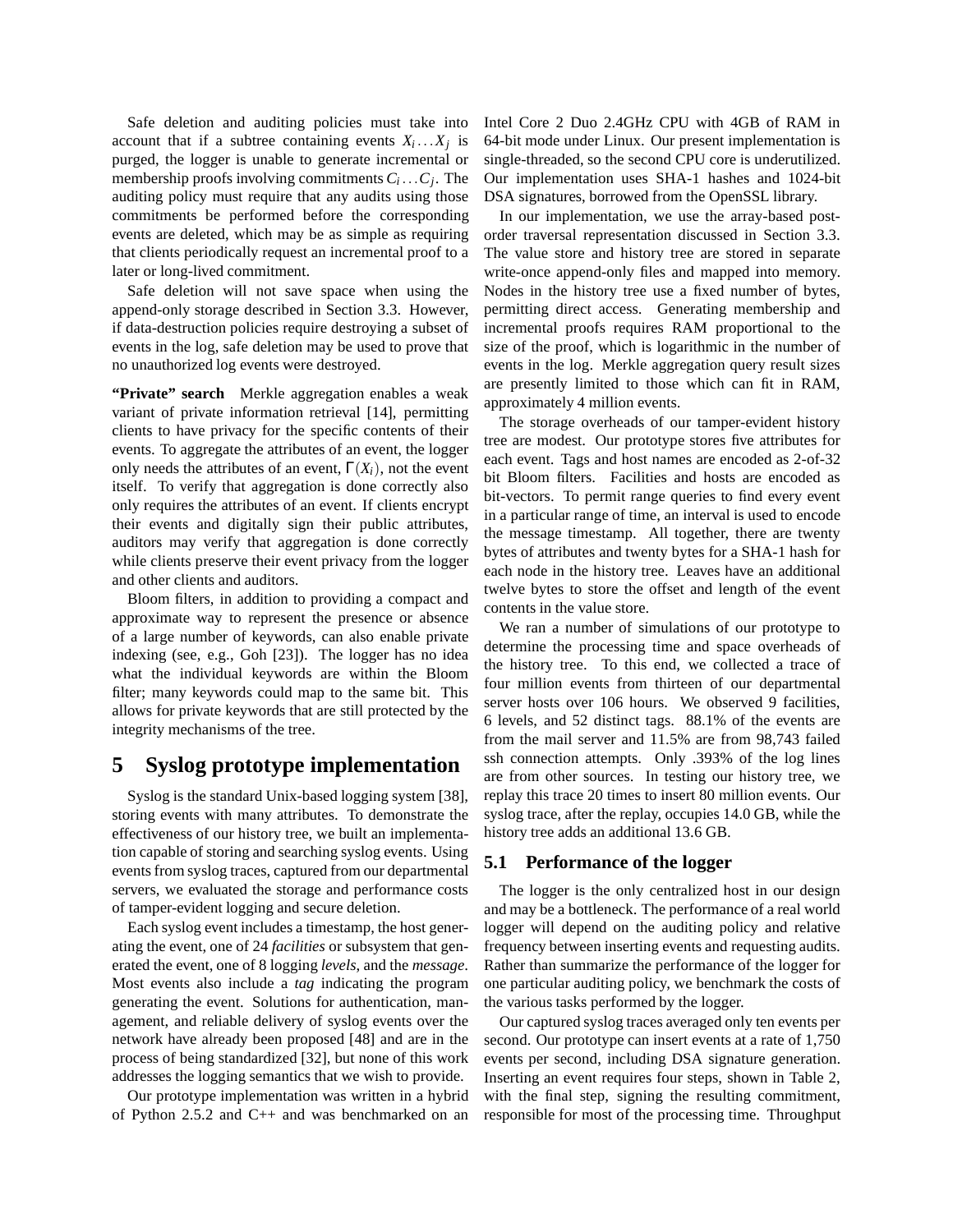Safe deletion and auditing policies must take into account that if a subtree containing events $X_i \dots X_j$ is purged, the logger is unable to generate incremental or membership proofs involving commitments $C_i \dots C_j$. The auditing policy must require that any audits using those commitments be performed before the corresponding events are deleted, which may be as simple as requiring that clients periodically request an incremental proof to a later or long-lived commitment.

Safe deletion will not save space when using the append-only storage described in Section 3.3. However, if data-destruction policies require destroying a subset of events in the log, safe deletion may be used to prove that no unauthorized log events were destroyed.

**"Private" search** Merkle aggregation enables a weak variant of private information retrieval [14], permitting clients to have privacy for the specific contents of their events. To aggregate the attributes of an event, the logger only needs the attributes of an event, $\Gamma(X_i)$, not the event itself. To verify that aggregation is done correctly also only requires the attributes of an event. If clients encrypt their events and digitally sign their public attributes, auditors may verify that aggregation is done correctly while clients preserve their event privacy from the logger and other clients and auditors.

Bloom filters, in addition to providing a compact and approximate way to represent the presence or absence of a large number of keywords, can also enable private indexing (see, e.g., Goh [23]). The logger has no idea what the individual keywords are within the Bloom filter; many keywords could map to the same bit. This allows for private keywords that are still protected by the integrity mechanisms of the tree.

# 5 Syslog prototype implementation

Syslog is the standard Unix-based logging system [38], storing events with many attributes. To demonstrate the effectiveness of our history tree, we built an implementation capable of storing and searching syslog events. Using events from syslog traces, captured from our departmental servers, we evaluated the storage and performance costs of tamper-evident logging and secure deletion.

Each syslog event includes a timestamp, the host generating the event, one of 24 *facilities* or subsystem that generated the event, one of 8 logging *levels*, and the *message*. Most events also include a *tag* indicating the program generating the event. Solutions for authentication, management, and reliable delivery of syslog events over the network have already been proposed [48] and are in the process of being standardized [32], but none of this work addresses the logging semantics that we wish to provide.

Our prototype implementation was written in a hybrid of Python 2.5.2 and C++ and was benchmarked on an Intel Core 2 Duo 2.4GHz CPU with 4GB of RAM in 64-bit mode under Linux. Our present implementation is single-threaded, so the second CPU core is underutilized. Our implementation uses SHA-1 hashes and 1024-bit DSA signatures, borrowed from the OpenSSL library.

In our implementation, we use the array-based post-order traversal representation discussed in Section 3.3. The value store and history tree are stored in separate write-once append-only files and mapped into memory. Nodes in the history tree use a fixed number of bytes, permitting direct access. Generating membership and incremental proofs requires RAM proportional to the size of the proof, which is logarithmic in the number of events in the log. Merkle aggregation query result sizes are presently limited to those which can fit in RAM, approximately 4 million events.

The storage overheads of our tamper-evident history tree are modest. Our prototype stores five attributes for each event. Tags and host names are encoded as 2-of-32 bit Bloom filters. Facilities and hosts are encoded as bit-vectors. To permit range queries to find every event in a particular range of time, an interval is used to encode the message timestamp. All together, there are twenty bytes of attributes and twenty bytes for a SHA-1 hash for each node in the history tree. Leaves have an additional twelve bytes to store the offset and length of the event contents in the value store.

We ran a number of simulations of our prototype to determine the processing time and space overheads of the history tree. To this end, we collected a trace of four million events from thirteen of our departmental server hosts over 106 hours. We observed 9 facilities, 6 levels, and 52 distinct tags. 88.1% of the events are from the mail server and 11.5% are from 98,743 failed ssh connection attempts. Only .393% of the log lines are from other sources. In testing our history tree, we replay this trace 20 times to insert 80 million events. Our syslog trace, after the replay, occupies 14.0 GB, while the history tree adds an additional 13.6 GB.

## 5.1 Performance of the logger

The logger is the only centralized host in our design and may be a bottleneck. The performance of a real world logger will depend on the auditing policy and relative frequency between inserting events and requesting audits. Rather than summarize the performance of the logger for one particular auditing policy, we benchmark the costs of the various tasks performed by the logger.

Our captured syslog traces averaged only ten events per second. Our prototype can insert events at a rate of 1,750 events per second, including DSA signature generation. Inserting an event requires four steps, shown in Table 2, with the final step, signing the resulting commitment, responsible for most of the processing time. Throughput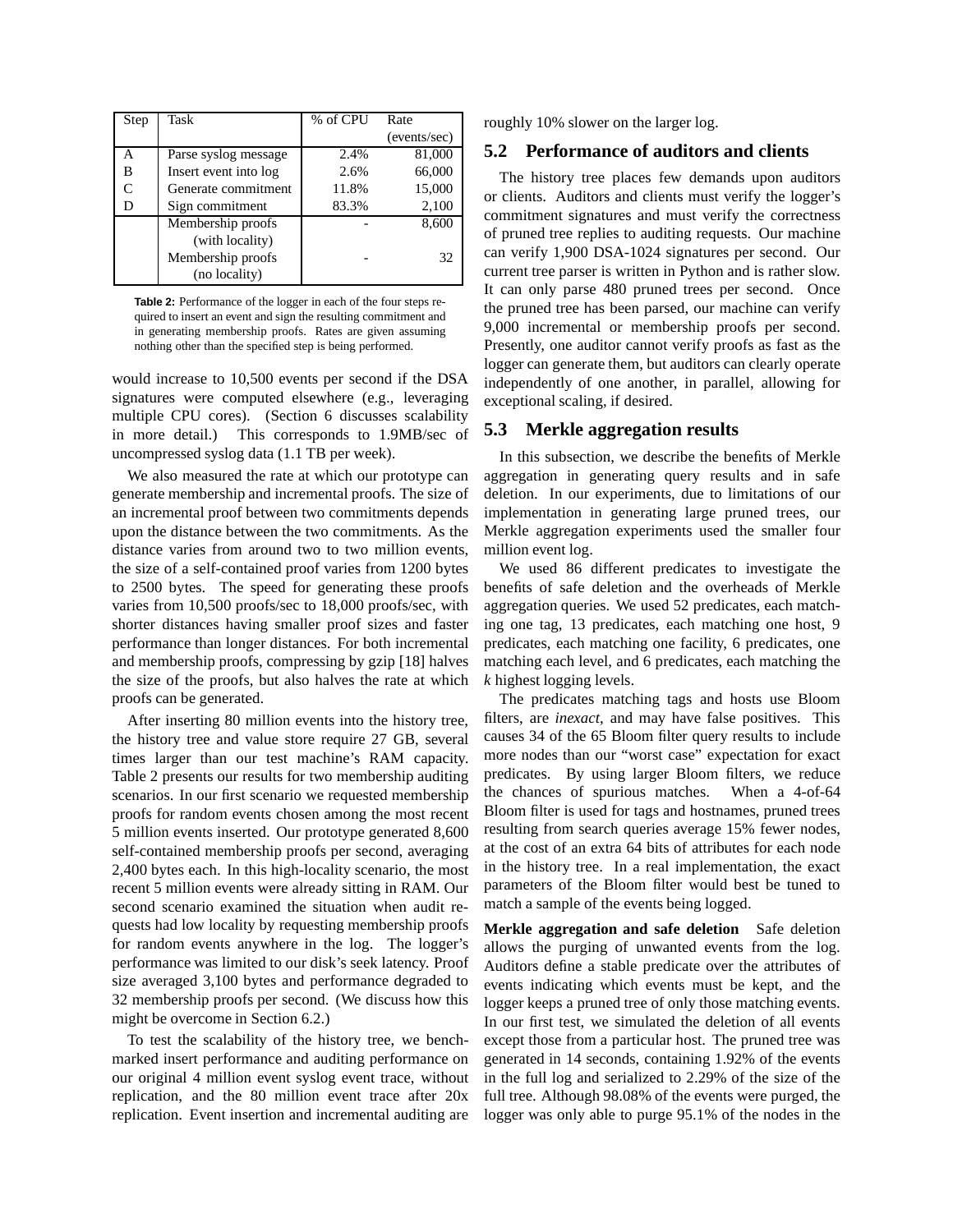| Step | Task | % of CPU | Rate (events/sec) |
|---|---|---|---|
| A | Parse syslog message | 2.4% | 81,000 |
| B | Insert event into log | 2.6% | 66,000 |
| C | Generate commitment | 11.8% | 15,000 |
| D | Sign commitment | 83.3% | 2,100 |
| | Membership proofs (with locality) | - | 8,600 |
| | Membership proofs (no locality) | - | 32 |

**Table 2:** Performance of the logger in each of the four steps required to insert an event and sign the resulting commitment and in generating membership proofs. Rates are given assuming nothing other than the specified step is being performed.

would increase to 10,500 events per second if the DSA signatures were computed elsewhere (e.g., leveraging multiple CPU cores). (Section 6 discusses scalability in more detail.) This corresponds to 1.9MB/sec of uncompressed syslog data (1.1 TB per week).

We also measured the rate at which our prototype can generate membership and incremental proofs. The size of an incremental proof between two commitments depends upon the distance between the two commitments. As the distance varies from around two to two million events, the size of a self-contained proof varies from 1200 bytes to 2500 bytes. The speed for generating these proofs varies from 10,500 proofs/sec to 18,000 proofs/sec, with shorter distances having smaller proof sizes and faster performance than longer distances. For both incremental and membership proofs, compressing by gzip [18] halves the size of the proofs, but also halves the rate at which proofs can be generated.

After inserting 80 million events into the history tree, the history tree and value store require 27 GB, several times larger than our test machine's RAM capacity. Table 2 presents our results for two membership auditing scenarios. In our first scenario we requested membership proofs for random events chosen among the most recent 5 million events inserted. Our prototype generated 8,600 self-contained membership proofs per second, averaging 2,400 bytes each. In this high-locality scenario, the most recent 5 million events were already sitting in RAM. Our second scenario examined the situation when audit requests had low locality by requesting membership proofs for random events anywhere in the log. The logger's performance was limited to our disk's seek latency. Proof size averaged 3,100 bytes and performance degraded to 32 membership proofs per second. (We discuss how this might be overcome in Section 6.2.)

To test the scalability of the history tree, we benchmarked insert performance and auditing performance on our original 4 million event syslog event trace, without replication, and the 80 million event trace after 20x replication. Event insertion and incremental auditing are roughly 10% slower on the larger log.

## 5.2 Performance of auditors and clients

The history tree places few demands upon auditors or clients. Auditors and clients must verify the logger's commitment signatures and must verify the correctness of pruned tree replies to auditing requests. Our machine can verify 1,900 DSA-1024 signatures per second. Our current tree parser is written in Python and is rather slow. It can only parse 480 pruned trees per second. Once the pruned tree has been parsed, our machine can verify 9,000 incremental or membership proofs per second. Presently, one auditor cannot verify proofs as fast as the logger can generate them, but auditors can clearly operate independently of one another, in parallel, allowing for exceptional scaling, if desired.

## 5.3 Merkle aggregation results

In this subsection, we describe the benefits of Merkle aggregation in generating query results and in safe deletion. In our experiments, due to limitations of our implementation in generating large pruned trees, our Merkle aggregation experiments used the smaller four million event log.

We used 86 different predicates to investigate the benefits of safe deletion and the overheads of Merkle aggregation queries. We used 52 predicates, each matching one tag, 13 predicates, each matching one host, 9 predicates, each matching one facility, 6 predicates, one matching each level, and 6 predicates, each matching the *k* highest logging levels.

The predicates matching tags and hosts use Bloom filters, are *inexact*, and may have false positives. This causes 34 of the 65 Bloom filter query results to include more nodes than our "worst case" expectation for exact predicates. By using larger Bloom filters, we reduce the chances of spurious matches. When a 4-of-64 Bloom filter is used for tags and hostnames, pruned trees resulting from search queries average 15% fewer nodes, at the cost of an extra 64 bits of attributes for each node in the history tree. In a real implementation, the exact parameters of the Bloom filter would best be tuned to match a sample of the events being logged.

**Merkle aggregation and safe deletion** Safe deletion allows the purging of unwanted events from the log. Auditors define a stable predicate over the attributes of events indicating which events must be kept, and the logger keeps a pruned tree of only those matching events. In our first test, we simulated the deletion of all events except those from a particular host. The pruned tree was generated in 14 seconds, containing 1.92% of the events in the full log and serialized to 2.29% of the size of the full tree. Although 98.08% of the events were purged, the logger was only able to purge 95.1% of the nodes in the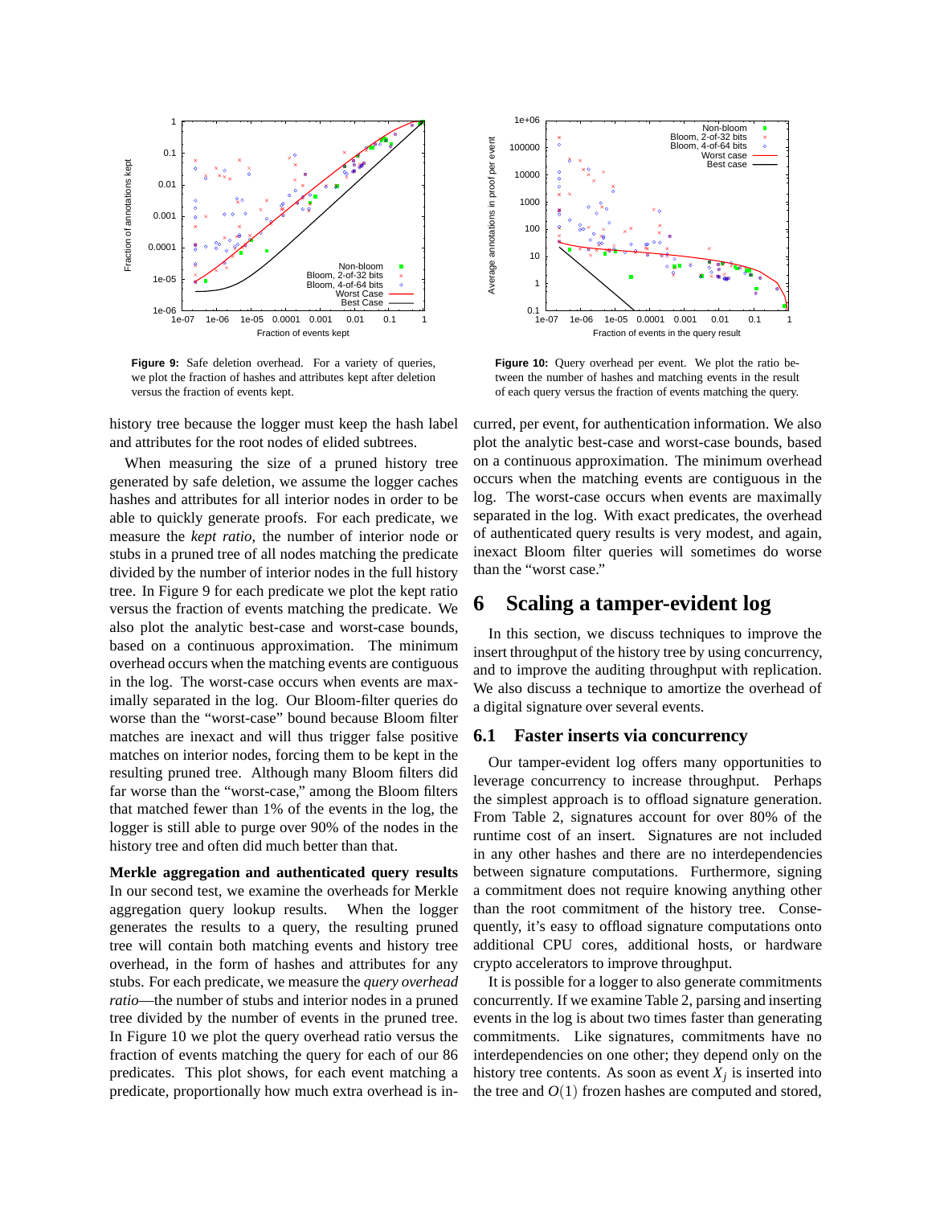**Figure 9:** Safe deletion overhead. For a variety of queries, we plot the fraction of hashes and attributes kept after deletion versus the fraction of events kept.

**Figure 10:** Query overhead per event. We plot the ratio between the number of hashes and matching events in the result of each query versus the fraction of events matching the query.

history tree because the logger must keep the hash label and attributes for the root nodes of elided subtrees.

When measuring the size of a pruned history tree generated by safe deletion, we assume the logger caches hashes and attributes for all interior nodes in order to be able to quickly generate proofs. For each predicate, we measure the *kept ratio*, the number of interior node or stubs in a pruned tree of all nodes matching the predicate divided by the number of interior nodes in the full history tree. In Figure 9 for each predicate we plot the kept ratio versus the fraction of events matching the predicate. We also plot the analytic best-case and worst-case bounds, based on a continuous approximation. The minimum overhead occurs when the matching events are contiguous in the log. The worst-case occurs when events are maximally separated in the log. Our Bloom-filter queries do worse than the "worst-case" bound because Bloom filter matches are inexact and will thus trigger false positive matches on interior nodes, forcing them to be kept in the resulting pruned tree. Although many Bloom filters did far worse than the "worst-case," among the Bloom filters that matched fewer than 1% of the events in the log, the logger is still able to purge over 90% of the nodes in the history tree and often did much better than that.

**Merkle aggregation and authenticated query results** In our second test, we examine the overheads for Merkle aggregation query lookup results. When the logger generates the results to a query, the resulting pruned tree will contain both matching events and history tree overhead, in the form of hashes and attributes for any stubs. For each predicate, we measure the *query overhead ratio*—the number of stubs and interior nodes in a pruned tree divided by the number of events in the pruned tree. In Figure 10 we plot the query overhead ratio versus the fraction of events matching the query for each of our 86 predicates. This plot shows, for each event matching a predicate, proportionally how much extra overhead is incurred, per event, for authentication information. We also plot the analytic best-case and worst-case bounds, based on a continuous approximation. The minimum overhead occurs when the matching events are contiguous in the log. The worst-case occurs when events are maximally separated in the log. With exact predicates, the overhead of authenticated query results is very modest, and again, inexact Bloom filter queries will sometimes do worse than the "worst case."

## 6 Scaling a tamper-evident log

In this section, we discuss techniques to improve the insert throughput of the history tree by using concurrency, and to improve the auditing throughput with replication. We also discuss a technique to amortize the overhead of a digital signature over several events.

### 6.1 Faster inserts via concurrency

Our tamper-evident log offers many opportunities to leverage concurrency to increase throughput. Perhaps the simplest approach is to offload signature generation. From Table 2, signatures account for over 80% of the runtime cost of an insert. Signatures are not included in any other hashes and there are no interdependencies between signature computations. Furthermore, signing a commitment does not require knowing anything other than the root commitment of the history tree. Consequently, it's easy to offload signature computations onto additional CPU cores, additional hosts, or hardware crypto accelerators to improve throughput.

It is possible for a logger to also generate commitments concurrently. If we examine Table 2, parsing and inserting events in the log is about two times faster than generating commitments. Like signatures, commitments have no interdependencies on one other; they depend only on the history tree contents. As soon as event $X_j$ is inserted into the tree and $O(1)$ frozen hashes are computed and stored,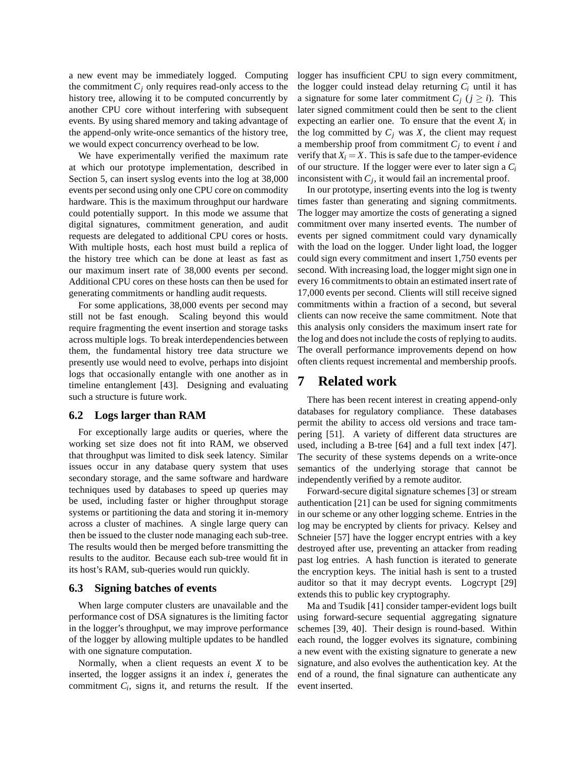a new event may be immediately logged. Computing the commitment $C_j$ only requires read-only access to the history tree, allowing it to be computed concurrently by another CPU core without interfering with subsequent events. By using shared memory and taking advantage of the append-only write-once semantics of the history tree, we would expect concurrency overhead to be low.

We have experimentally verified the maximum rate at which our prototype implementation, described in Section 5, can insert syslog events into the log at 38,000 events per second using only one CPU core on commodity hardware. This is the maximum throughput our hardware could potentially support. In this mode we assume that digital signatures, commitment generation, and audit requests are delegated to additional CPU cores or hosts. With multiple hosts, each host must build a replica of the history tree which can be done at least as fast as our maximum insert rate of 38,000 events per second. Additional CPU cores on these hosts can then be used for generating commitments or handling audit requests.

For some applications, 38,000 events per second may still not be fast enough. Scaling beyond this would require fragmenting the event insertion and storage tasks across multiple logs. To break interdependencies between them, the fundamental history tree data structure we presently use would need to evolve, perhaps into disjoint logs that occasionally entangle with one another as in timeline entanglement [43]. Designing and evaluating such a structure is future work.

### 6.2 Logs larger than RAM

For exceptionally large audits or queries, where the working set size does not fit into RAM, we observed that throughput was limited to disk seek latency. Similar issues occur in any database query system that uses secondary storage, and the same software and hardware techniques used by databases to speed up queries may be used, including faster or higher throughput storage systems or partitioning the data and storing it in-memory across a cluster of machines. A single large query can then be issued to the cluster node managing each sub-tree. The results would then be merged before transmitting the results to the auditor. Because each sub-tree would fit in its host's RAM, sub-queries would run quickly.

### 6.3 Signing batches of events

When large computer clusters are unavailable and the performance cost of DSA signatures is the limiting factor in the logger's throughput, we may improve performance of the logger by allowing multiple updates to be handled with one signature computation.

Normally, when a client requests an event $X$ to be inserted, the logger assigns it an index $i$, generates the commitment $C_i$, signs it, and returns the result. If the logger has insufficient CPU to sign every commitment, the logger could instead delay returning $C_i$ until it has a signature for some later commitment $C_j$ ($j \geq i$). This later signed commitment could then be sent to the client expecting an earlier one. To ensure that the event $X_i$ in the log committed by $C_j$ was $X$, the client may request a membership proof from commitment $C_j$ to event $i$ and verify that $X_i = X$. This is safe due to the tamper-evidence of our structure. If the logger were ever to later sign a $C_i$ inconsistent with $C_j$, it would fail an incremental proof.

In our prototype, inserting events into the log is twenty times faster than generating and signing commitments. The logger may amortize the costs of generating a signed commitment over many inserted events. The number of events per signed commitment could vary dynamically with the load on the logger. Under light load, the logger could sign every commitment and insert 1,750 events per second. With increasing load, the logger might sign one in every 16 commitments to obtain an estimated insert rate of 17,000 events per second. Clients will still receive signed commitments within a fraction of a second, but several clients can now receive the same commitment. Note that this analysis only considers the maximum insert rate for the log and does not include the costs of replying to audits. The overall performance improvements depend on how often clients request incremental and membership proofs.

## 7 Related work

There has been recent interest in creating append-only databases for regulatory compliance. These databases permit the ability to access old versions and trace tampering [51]. A variety of different data structures are used, including a B-tree [64] and a full text index [47]. The security of these systems depends on a write-once semantics of the underlying storage that cannot be independently verified by a remote auditor.

Forward-secure digital signature schemes [3] or stream authentication [21] can be used for signing commitments in our scheme or any other logging scheme. Entries in the log may be encrypted by clients for privacy. Kelsey and Schneier [57] have the logger encrypt entries with a key destroyed after use, preventing an attacker from reading past log entries. A hash function is iterated to generate the encryption keys. The initial hash is sent to a trusted auditor so that it may decrypt events. Logcrypt [29] extends this to public key cryptography.

Ma and Tsudik [41] consider tamper-evident logs built using forward-secure sequential aggregating signature schemes [39, 40]. Their design is round-based. Within each round, the logger evolves its signature, combining a new event with the existing signature to generate a new signature, and also evolves the authentication key. At the end of a round, the final signature can authenticate any event inserted.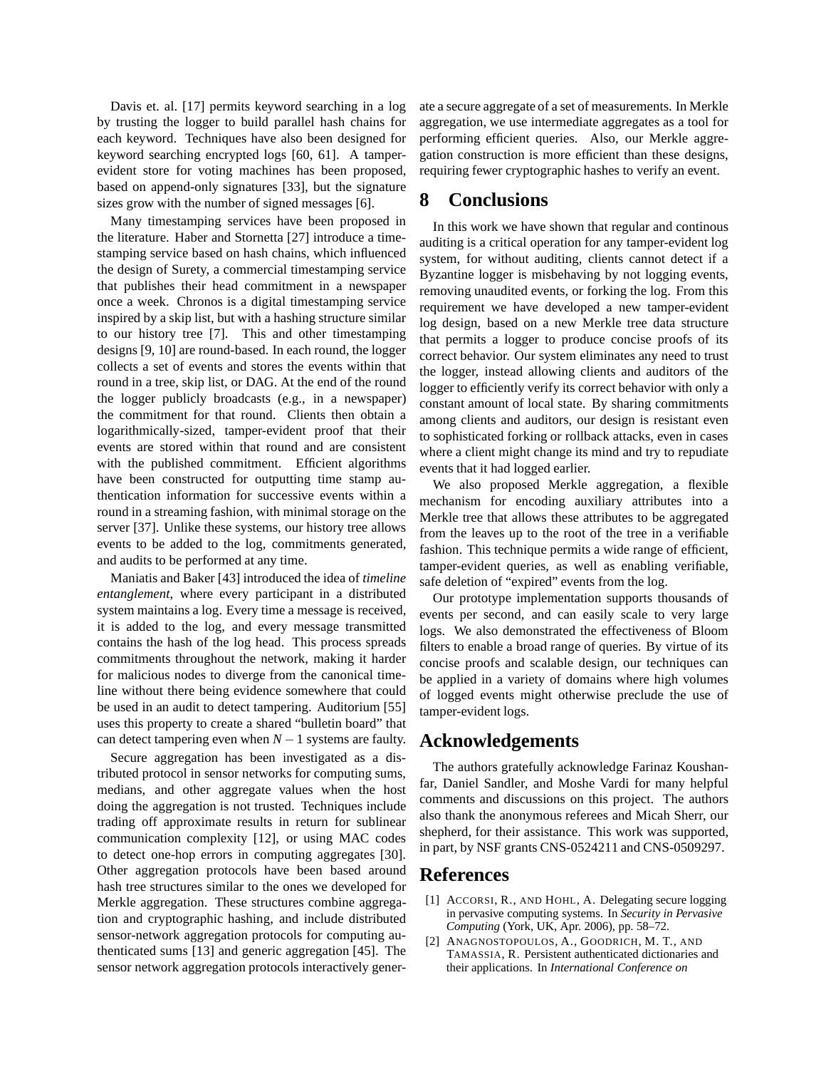Davis et. al. [17] permits keyword searching in a log by trusting the logger to build parallel hash chains for each keyword. Techniques have also been designed for keyword searching encrypted logs [60, 61]. A tamper-evident store for voting machines has been proposed, based on append-only signatures [33], but the signature sizes grow with the number of signed messages [6].

Many timestamping services have been proposed in the literature. Haber and Stornetta [27] introduce a time-stamping service based on hash chains, which influenced the design of Surety, a commercial timestamping service that publishes their head commitment in a newspaper once a week. Chronos is a digital timestamping service inspired by a skip list, but with a hashing structure similar to our history tree [7]. This and other timestamping designs [9, 10] are round-based. In each round, the logger collects a set of events and stores the events within that round in a tree, skip list, or DAG. At the end of the round the logger publicly broadcasts (e.g., in a newspaper) the commitment for that round. Clients then obtain a logarithmically-sized, tamper-evident proof that their events are stored within that round and are consistent with the published commitment. Efficient algorithms have been constructed for outputting time stamp authentication information for successive events within a round in a streaming fashion, with minimal storage on the server [37]. Unlike these systems, our history tree allows events to be added to the log, commitments generated, and audits to be performed at any time.

Maniatis and Baker [43] introduced the idea of *timeline entanglement*, where every participant in a distributed system maintains a log. Every time a message is received, it is added to the log, and every message transmitted contains the hash of the log head. This process spreads commitments throughout the network, making it harder for malicious nodes to diverge from the canonical timeline without there being evidence somewhere that could be used in an audit to detect tampering. Auditorium [55] uses this property to create a shared "bulletin board" that can detect tampering even when $N-1$ systems are faulty.

Secure aggregation has been investigated as a distributed protocol in sensor networks for computing sums, medians, and other aggregate values when the host doing the aggregation is not trusted. Techniques include trading off approximate results in return for sublinear communication complexity [12], or using MAC codes to detect one-hop errors in computing aggregates [30]. Other aggregation protocols have been based around hash tree structures similar to the ones we developed for Merkle aggregation. These structures combine aggregation and cryptographic hashing, and include distributed sensor-network aggregation protocols for computing authenticated sums [13] and generic aggregation [45]. The sensor network aggregation protocols interactively generate a secure aggregate of a set of measurements. In Merkle aggregation, we use intermediate aggregates as a tool for performing efficient queries. Also, our Merkle aggregation construction is more efficient than these designs, requiring fewer cryptographic hashes to verify an event.

# 8 Conclusions

In this work we have shown that regular and continous auditing is a critical operation for any tamper-evident log system, for without auditing, clients cannot detect if a Byzantine logger is misbehaving by not logging events, removing unaudited events, or forking the log. From this requirement we have developed a new tamper-evident log design, based on a new Merkle tree data structure that permits a logger to produce concise proofs of its correct behavior. Our system eliminates any need to trust the logger, instead allowing clients and auditors of the logger to efficiently verify its correct behavior with only a constant amount of local state. By sharing commitments among clients and auditors, our design is resistant even to sophisticated forking or rollback attacks, even in cases where a client might change its mind and try to repudiate events that it had logged earlier.

We also proposed Merkle aggregation, a flexible mechanism for encoding auxiliary attributes into a Merkle tree that allows these attributes to be aggregated from the leaves up to the root of the tree in a verifiable fashion. This technique permits a wide range of efficient, tamper-evident queries, as well as enabling verifiable, safe deletion of "expired" events from the log.

Our prototype implementation supports thousands of events per second, and can easily scale to very large logs. We also demonstrated the effectiveness of Bloom filters to enable a broad range of queries. By virtue of its concise proofs and scalable design, our techniques can be applied in a variety of domains where high volumes of logged events might otherwise preclude the use of tamper-evident logs.

# Acknowledgements

The authors gratefully acknowledge Farinaz Koushanfar, Daniel Sandler, and Moshe Vardi for many helpful comments and discussions on this project. The authors also thank the anonymous referees and Micah Sherr, our shepherd, for their assistance. This work was supported, in part, by NSF grants CNS-0524211 and CNS-0509297.

# References

[1] ACCORSI, R., AND HOHL, A. Delegating secure logging in pervasive computing systems. In *Security in Pervasive Computing* (York, UK, Apr. 2006), pp. 58–72.

[2] ANAGNOSTOPOULOS, A., GOODRICH, M. T., AND TAMASSIA, R. Persistent authenticated dictionaries and their applications. In *International Conference on*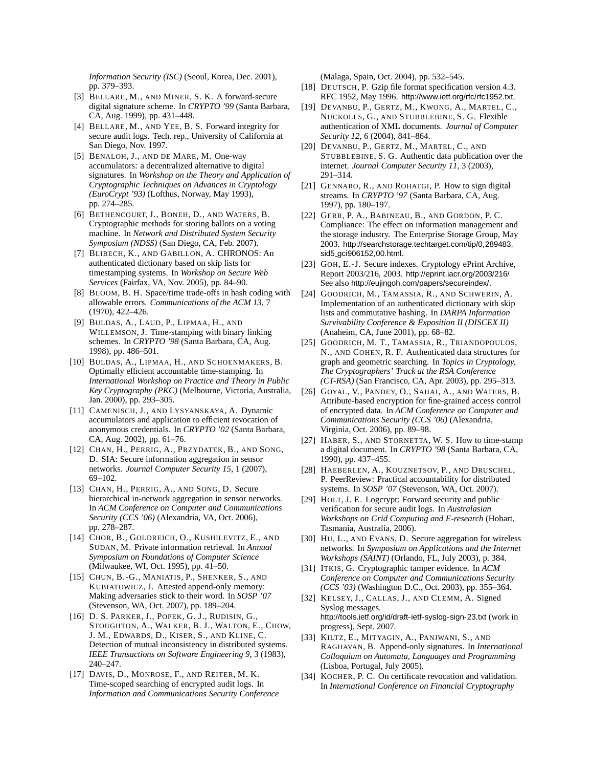*Information Security (ISC)* (Seoul, Korea, Dec. 2001), pp. 379–393.

[3] BELLARE, M., AND MINER, S. K. A forward-secure digital signature scheme. In *CRYPTO '99* (Santa Barbara, CA, Aug. 1999), pp. 431–448.

[4] BELLARE, M., AND YEE, B. S. Forward integrity for secure audit logs. Tech. rep., University of California at San Diego, Nov. 1997.

[5] BENALOH, J., AND DE MARE, M. One-way accumulators: a decentralized alternative to digital signatures. In *Workshop on the Theory and Application of Cryptographic Techniques on Advances in Cryptology (EuroCrypt '93)* (Lofthus, Norway, May 1993), pp. 274–285.

[6] BETHENCOURT, J., BONEH, D., AND WATERS, B. Cryptographic methods for storing ballots on a voting machine. In *Network and Distributed System Security Symposium (NDSS)* (San Diego, CA, Feb. 2007).

[7] BLIBECH, K., AND GABILLON, A. CHRONOS: An authenticated dictionary based on skip lists for timestamping systems. In *Workshop on Secure Web Services* (Fairfax, VA, Nov. 2005), pp. 84–90.

[8] BLOOM, B. H. Space/time trade-offs in hash coding with allowable errors. *Communications of the ACM 13*, 7 (1970), 422–426.

[9] BULDAS, A., LAUD, P., LIPMAA, H., AND WILLEMSON, J. Time-stamping with binary linking schemes. In *CRYPTO '98* (Santa Barbara, CA, Aug. 1998), pp. 486–501.

[10] BULDAS, A., LIPMAA, H., AND SCHOENMAKERS, B. Optimally efficient accountable time-stamping. In *International Workshop on Practice and Theory in Public Key Cryptography (PKC)* (Melbourne, Victoria, Australia, Jan. 2000), pp. 293–305.

[11] CAMENISCH, J., AND LYSYANSKAYA, A. Dynamic accumulators and application to efficient revocation of anonymous credentials. In *CRYPTO '02* (Santa Barbara, CA, Aug. 2002), pp. 61–76.

[12] CHAN, H., PERRIG, A., PRZYDATEK, B., AND SONG, D. SIA: Secure information aggregation in sensor networks. *Journal Computer Security 15*, 1 (2007), 69–102.

[13] CHAN, H., PERRIG, A., AND SONG, D. Secure hierarchical in-network aggregation in sensor networks. In *ACM Conference on Computer and Communications Security (CCS '06)* (Alexandria, VA, Oct. 2006), pp. 278–287.

[14] CHOR, B., GOLDREICH, O., KUSHILEVITZ, E., AND SUDAN, M. Private information retrieval. In *Annual Symposium on Foundations of Computer Science* (Milwaukee, WI, Oct. 1995), pp. 41–50.

[15] CHUN, B.-G., MANIATIS, P., SHENKER, S., AND KUBIATOWICZ, J. Attested append-only memory: Making adversaries stick to their word. In *SOSP '07* (Stevenson, WA, Oct. 2007), pp. 189–204.

[16] D. S. PARKER, J., POPEK, G. J., RUDISIN, G., STOUGHTON, A., WALKER, B. J., WALTON, E., CHOW, J. M., EDWARDS, D., KISER, S., AND KLINE, C. Detection of mutual inconsistency in distributed systems. *IEEE Transactions on Software Engineering 9*, 3 (1983), 240–247.

[17] DAVIS, D., MONROSE, F., AND REITER, M. K. Time-scoped searching of encrypted audit logs. In *Information and Communications Security Conference* (Malaga, Spain, Oct. 2004), pp. 532–545.

[18] DEUTSCH, P. Gzip file format specification version 4.3. RFC 1952, May 1996. http://www.ietf.org/rfc/rfc1952.txt.

[19] DEVANBU, P., GERTZ, M., KWONG, A., MARTEL, C., NUCKOLLS, G., AND STUBBLEBINE, S. G. Flexible authentication of XML documents. *Journal of Computer Security 12*, 6 (2004), 841–864.

[20] DEVANBU, P., GERTZ, M., MARTEL, C., AND STUBBLEBINE, S. G. Authentic data publication over the internet. *Journal Computer Security 11*, 3 (2003), 291–314.

[21] GENNARO, R., AND ROHATGI, P. How to sign digital streams. In *CRYPTO '97* (Santa Barbara, CA, Aug. 1997), pp. 180–197.

[22] GERR, P. A., BABINEAU, B., AND GORDON, P. C. Compliance: The effect on information management and the storage industry. The Enterprise Storage Group, May 2003. http://searchstorage.techtarget.com/tip/0,289483,sid5_gci906152,00.html.

[23] GOH, E.-J. Secure indexes. Cryptology ePrint Archive, Report 2003/216, 2003. http://eprint.iacr.org/2003/216/ See also http://eujingoh.com/papers/secureindex/.

[24] GOODRICH, M., TAMASSIA, R., AND SCHWERIN, A. Implementation of an authenticated dictionary with skip lists and commutative hashing. In *DARPA Information Survivability Conference & Exposition II (DISCEX II)* (Anaheim, CA, June 2001), pp. 68–82.

[25] GOODRICH, M. T., TAMASSIA, R., TRIANDOPOULOS, N., AND COHEN, R. F. Authenticated data structures for graph and geometric searching. In *Topics in Cryptology, The Cryptographers' Track at the RSA Conference (CT-RSA)* (San Francisco, CA, Apr. 2003), pp. 295–313.

[26] GOYAL, V., PANDEY, O., SAHAI, A., AND WATERS, B. Attribute-based encryption for fine-grained access control of encrypted data. In *ACM Conference on Computer and Communications Security (CCS '06)* (Alexandria, Virginia, Oct. 2006), pp. 89–98.

[27] HABER, S., AND STORNETTA, W. S. How to time-stamp a digital document. In *CRYPTO '98* (Santa Barbara, CA, 1990), pp. 437–455.

[28] HAEBERLEN, A., KOUZNETSOV, P., AND DRUSCHEL, P. PeerReview: Practical accountability for distributed systems. In *SOSP '07* (Stevenson, WA, Oct. 2007).

[29] HOLT, J. E. Logcrypt: Forward security and public verification for secure audit logs. In *Australasian Workshops on Grid Computing and E-research* (Hobart, Tasmania, Australia, 2006).

[30] HU, L., AND EVANS, D. Secure aggregation for wireless networks. In *Symposium on Applications and the Internet Workshops (SAINT)* (Orlando, FL, July 2003), p. 384.

[31] ITKIS, G. Cryptographic tamper evidence. In *ACM Conference on Computer and Communications Security (CCS '03)* (Washington D.C., Oct. 2003), pp. 355–364.

[32] KELSEY, J., CALLAS, J., AND CLEMM, A. Signed Syslog messages. http://tools.ietf.org/id/draft-ietf-syslog-sign-23.txt (work in progress), Sept. 2007.

[33] KILTZ, E., MITYAGIN, A., PANJWANI, S., AND RAGHAVAN, B. Append-only signatures. In *International Colloquium on Automata, Languages and Programming* (Lisboa, Portugal, July 2005).

[34] KOCHER, P. C. On certificate revocation and validation. In *International Conference on Financial Cryptography*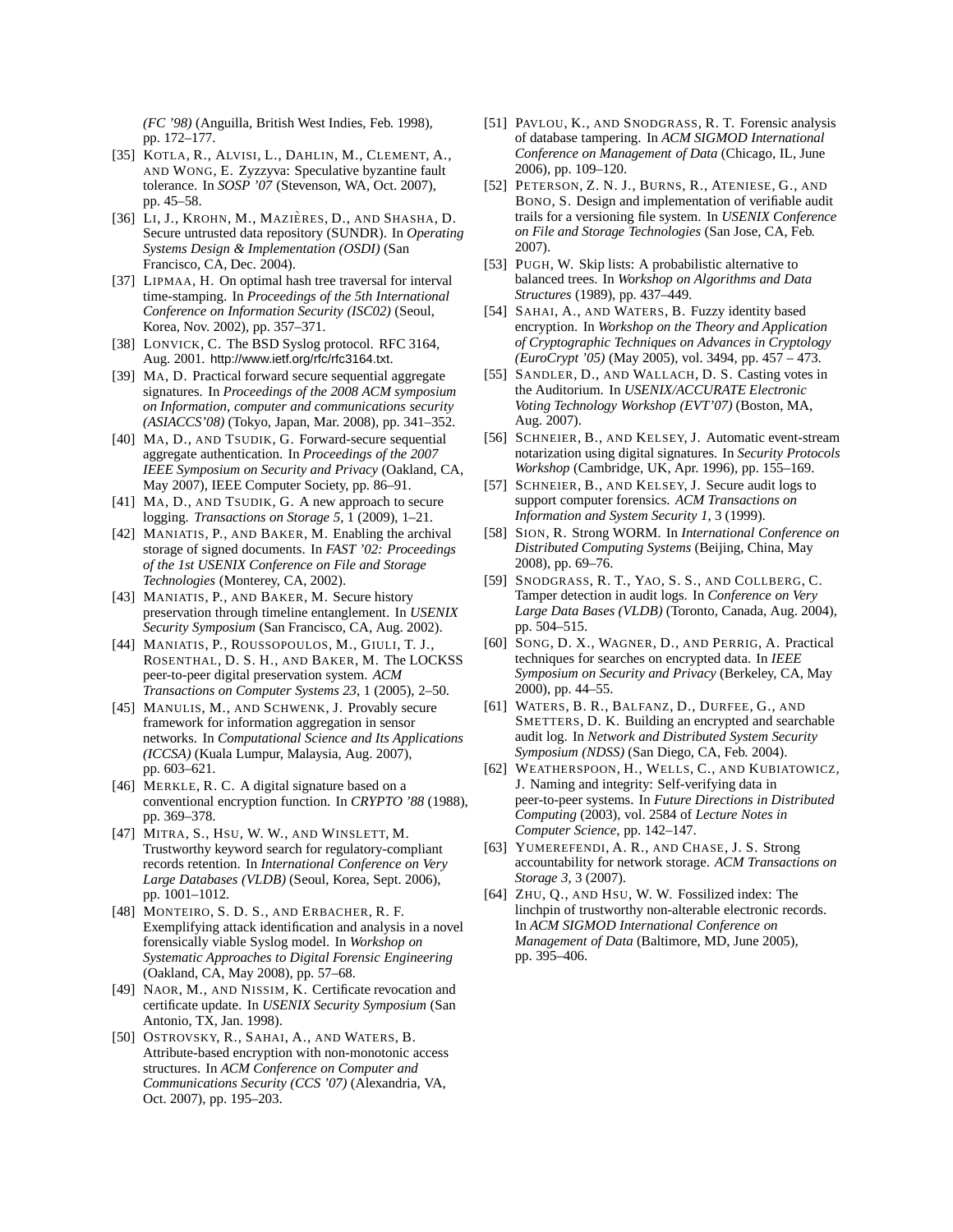*(FC '98)* (Anguilla, British West Indies, Feb. 1998), pp. 172–177.

[35] KOTLA, R., ALVISI, L., DAHLIN, M., CLEMENT, A., AND WONG, E. Zyzzyva: Speculative byzantine fault tolerance. In *SOSP '07* (Stevenson, WA, Oct. 2007), pp. 45–58.

[36] LI, J., KROHN, M., MAZIÈRES, D., AND SHASHA, D. Secure untrusted data repository (SUNDR). In *Operating Systems Design & Implementation (OSDI)* (San Francisco, CA, Dec. 2004).

[37] LIPMAA, H. On optimal hash tree traversal for interval time-stamping. In *Proceedings of the 5th International Conference on Information Security (ISC02)* (Seoul, Korea, Nov. 2002), pp. 357–371.

[38] LONVICK, C. The BSD Syslog protocol. RFC 3164, Aug. 2001. http://www.ietf.org/rfc/rfc3164.txt.

[39] MA, D. Practical forward secure sequential aggregate signatures. In *Proceedings of the 2008 ACM symposium on Information, computer and communications security (ASIACCS'08)* (Tokyo, Japan, Mar. 2008), pp. 341–352.

[40] MA, D., AND TSUDIK, G. Forward-secure sequential aggregate authentication. In *Proceedings of the 2007 IEEE Symposium on Security and Privacy* (Oakland, CA, May 2007), IEEE Computer Society, pp. 86–91.

[41] MA, D., AND TSUDIK, G. A new approach to secure logging. *Transactions on Storage 5*, 1 (2009), 1–21.

[42] MANIATIS, P., AND BAKER, M. Enabling the archival storage of signed documents. In *FAST '02: Proceedings of the 1st USENIX Conference on File and Storage Technologies* (Monterey, CA, 2002).

[43] MANIATIS, P., AND BAKER, M. Secure history preservation through timeline entanglement. In *USENIX Security Symposium* (San Francisco, CA, Aug. 2002).

[44] MANIATIS, P., ROUSSOPOULOS, M., GIULI, T. J., ROSENTHAL, D. S. H., AND BAKER, M. The LOCKSS peer-to-peer digital preservation system. *ACM Transactions on Computer Systems 23*, 1 (2005), 2–50.

[45] MANULIS, M., AND SCHWENK, J. Provably secure framework for information aggregation in sensor networks. In *Computational Science and Its Applications (ICCSA)* (Kuala Lumpur, Malaysia, Aug. 2007), pp. 603–621.

[46] MERKLE, R. C. A digital signature based on a conventional encryption function. In *CRYPTO '88* (1988), pp. 369–378.

[47] MITRA, S., HSU, W. W., AND WINSLETT, M. Trustworthy keyword search for regulatory-compliant records retention. In *International Conference on Very Large Databases (VLDB)* (Seoul, Korea, Sept. 2006), pp. 1001–1012.

[48] MONTEIRO, S. D. S., AND ERBACHER, R. F. Exemplifying attack identification and analysis in a novel forensically viable Syslog model. In *Workshop on Systematic Approaches to Digital Forensic Engineering* (Oakland, CA, May 2008), pp. 57–68.

[49] NAOR, M., AND NISSIM, K. Certificate revocation and certificate update. In *USENIX Security Symposium* (San Antonio, TX, Jan. 1998).

[50] OSTROVSKY, R., SAHAI, A., AND WATERS, B. Attribute-based encryption with non-monotonic access structures. In *ACM Conference on Computer and Communications Security (CCS '07)* (Alexandria, VA, Oct. 2007), pp. 195–203.

[51] PAVLOU, K., AND SNODGRASS, R. T. Forensic analysis of database tampering. In *ACM SIGMOD International Conference on Management of Data* (Chicago, IL, June 2006), pp. 109–120.

[52] PETERSON, Z. N. J., BURNS, R., ATENIESE, G., AND BONO, S. Design and implementation of verifiable audit trails for a versioning file system. In *USENIX Conference on File and Storage Technologies* (San Jose, CA, Feb. 2007).

[53] PUGH, W. Skip lists: A probabilistic alternative to balanced trees. In *Workshop on Algorithms and Data Structures* (1989), pp. 437–449.

[54] SAHAI, A., AND WATERS, B. Fuzzy identity based encryption. In *Workshop on the Theory and Application of Cryptographic Techniques on Advances in Cryptology (EuroCrypt '05)* (May 2005), vol. 3494, pp. 457 – 473.

[55] SANDLER, D., AND WALLACH, D. S. Casting votes in the Auditorium. In *USENIX/ACCURATE Electronic Voting Technology Workshop (EVT'07)* (Boston, MA, Aug. 2007).

[56] SCHNEIER, B., AND KELSEY, J. Automatic event-stream notarization using digital signatures. In *Security Protocols Workshop* (Cambridge, UK, Apr. 1996), pp. 155–169.

[57] SCHNEIER, B., AND KELSEY, J. Secure audit logs to support computer forensics. *ACM Transactions on Information and System Security 1*, 3 (1999).

[58] SION, R. Strong WORM. In *International Conference on Distributed Computing Systems* (Beijing, China, May 2008), pp. 69–76.

[59] SNODGRASS, R. T., YAO, S. S., AND COLLBERG, C. Tamper detection in audit logs. In *Conference on Very Large Data Bases (VLDB)* (Toronto, Canada, Aug. 2004), pp. 504–515.

[60] SONG, D. X., WAGNER, D., AND PERRIG, A. Practical techniques for searches on encrypted data. In *IEEE Symposium on Security and Privacy* (Berkeley, CA, May 2000), pp. 44–55.

[61] WATERS, B. R., BALFANZ, D., DURFEE, G., AND SMETTERS, D. K. Building an encrypted and searchable audit log. In *Network and Distributed System Security Symposium (NDSS)* (San Diego, CA, Feb. 2004).

[62] WEATHERSPOON, H., WELLS, C., AND KUBIATOWICZ, J. Naming and integrity: Self-verifying data in peer-to-peer systems. In *Future Directions in Distributed Computing* (2003), vol. 2584 of *Lecture Notes in Computer Science*, pp. 142–147.

[63] YUMEREFENDI, A. R., AND CHASE, J. S. Strong accountability for network storage. *ACM Transactions on Storage 3*, 3 (2007).

[64] ZHU, Q., AND HSU, W. W. Fossilized index: The linchpin of trustworthy non-alterable electronic records. In *ACM SIGMOD International Conference on Management of Data* (Baltimore, MD, June 2005), pp. 395–406.